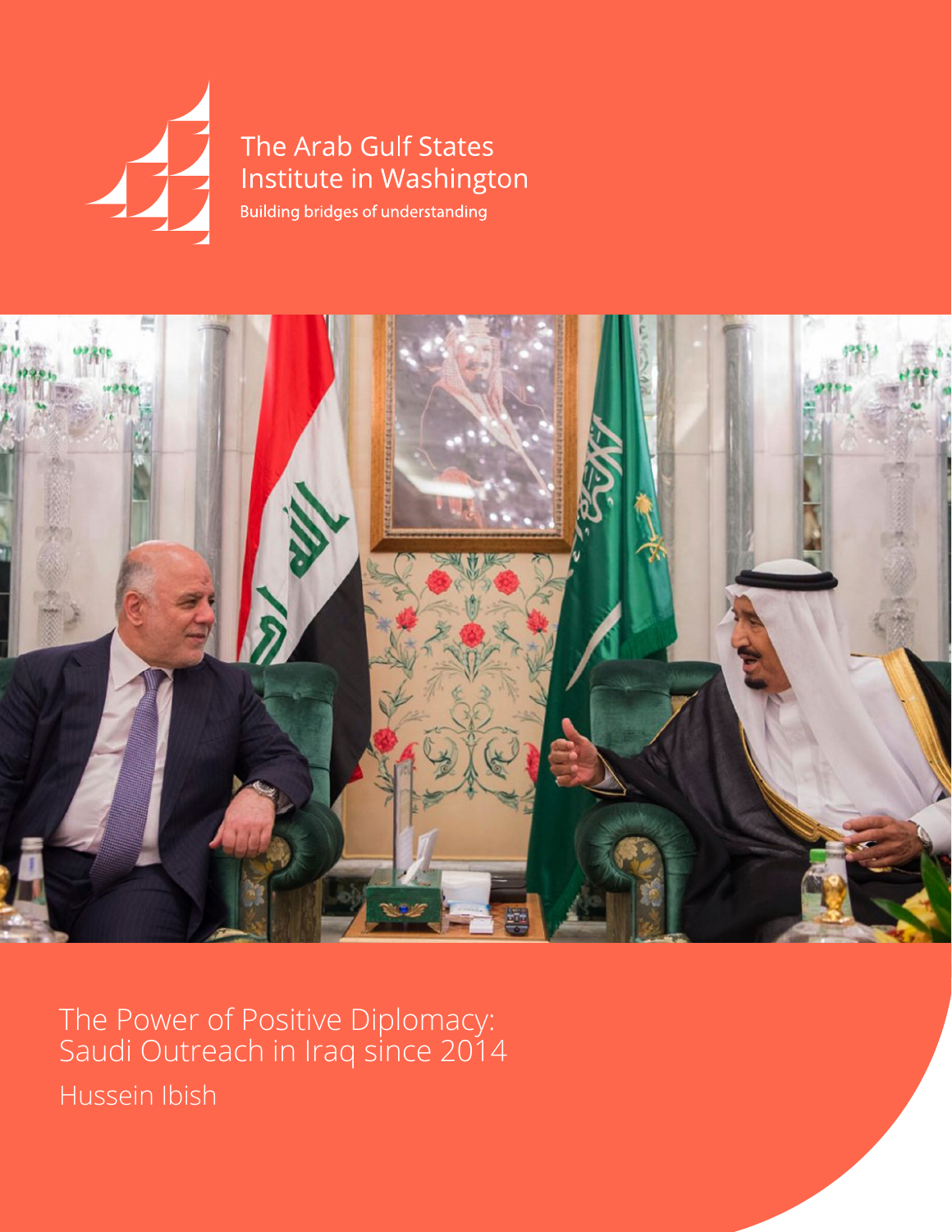The Arab Gulf States Institute in Washington

Building bridges of understanding

# The Power of Positive Diplomacy: Saudi Outreach in Iraq since 2014

Hussein Ibish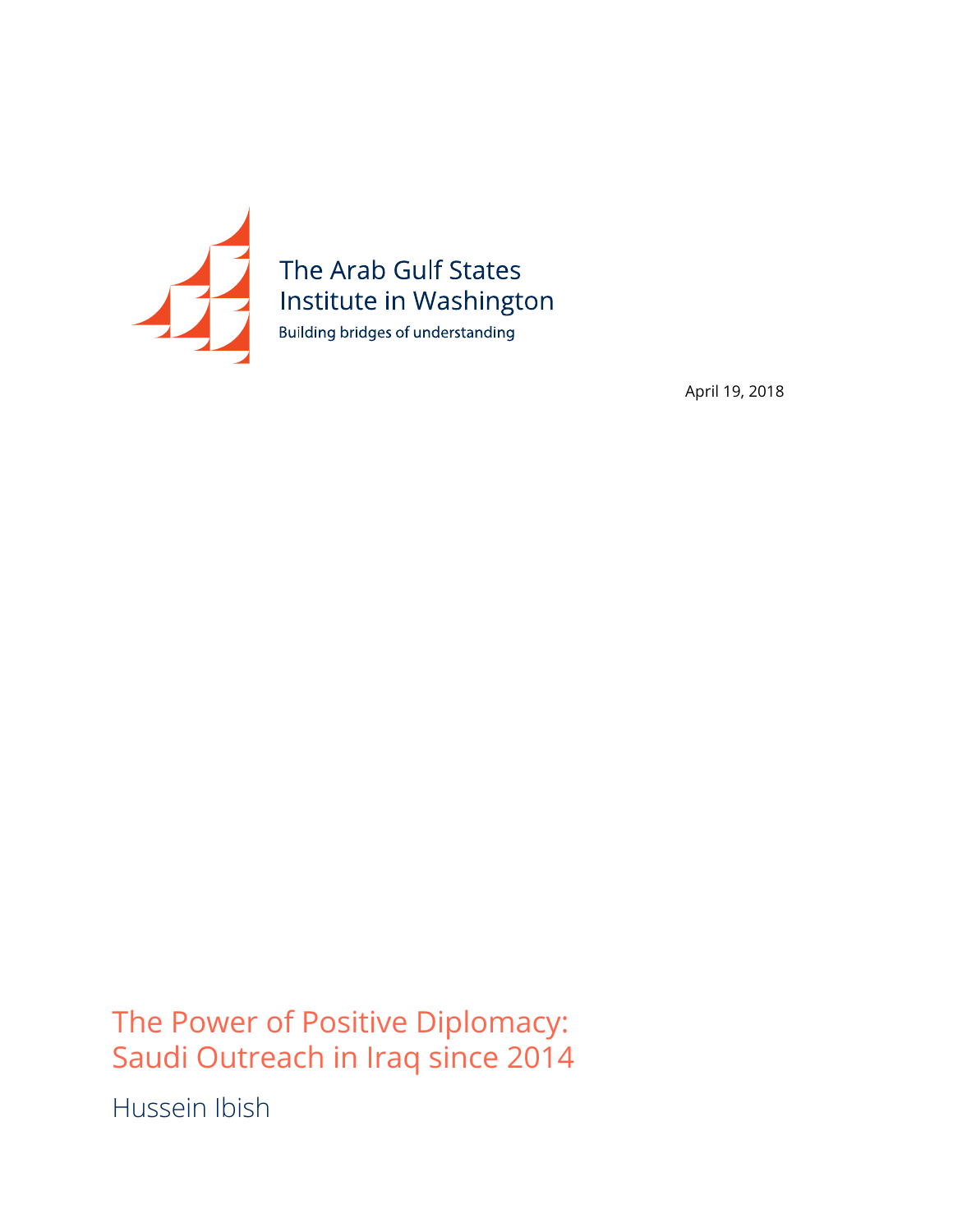The Arab Gulf States Institute in Washington

Building bridges of understanding

April 19, 2018

# The Power of Positive Diplomacy: Saudi Outreach in Iraq since 2014

Hussein Ibish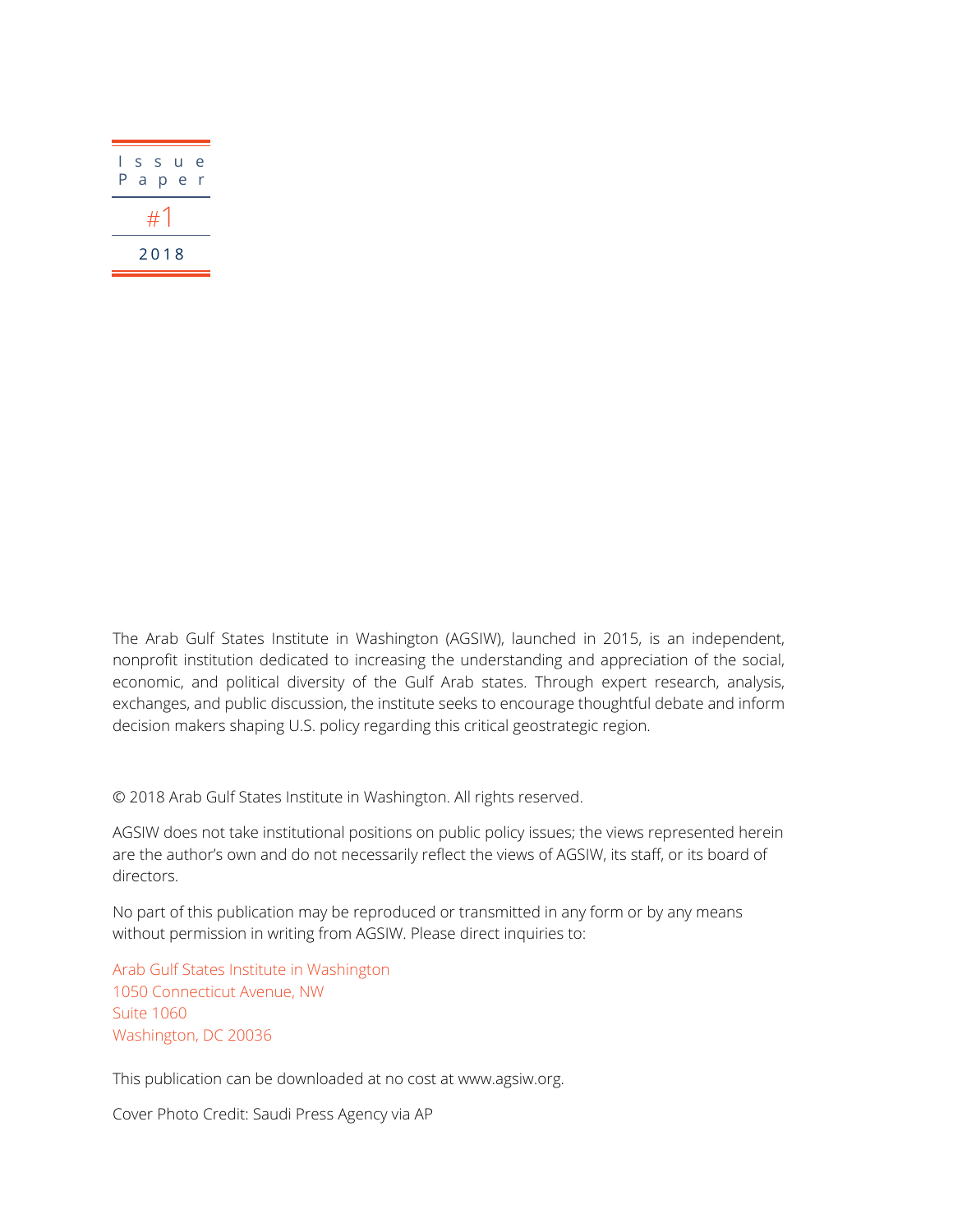Issue Paper

#1

2018

The Arab Gulf States Institute in Washington (AGSIW), launched in 2015, is an independent, nonprofit institution dedicated to increasing the understanding and appreciation of the social, economic, and political diversity of the Gulf Arab states. Through expert research, analysis, exchanges, and public discussion, the institute seeks to encourage thoughtful debate and inform decision makers shaping U.S. policy regarding this critical geostrategic region.

© 2018 Arab Gulf States Institute in Washington. All rights reserved.

AGSIW does not take institutional positions on public policy issues; the views represented herein are the author's own and do not necessarily reflect the views of AGSIW, its staff, or its board of directors.

No part of this publication may be reproduced or transmitted in any form or by any means without permission in writing from AGSIW. Please direct inquiries to:

Arab Gulf States Institute in Washington
1050 Connecticut Avenue, NW
Suite 1060
Washington, DC 20036

This publication can be downloaded at no cost at www.agsiw.org.

Cover Photo Credit: Saudi Press Agency via AP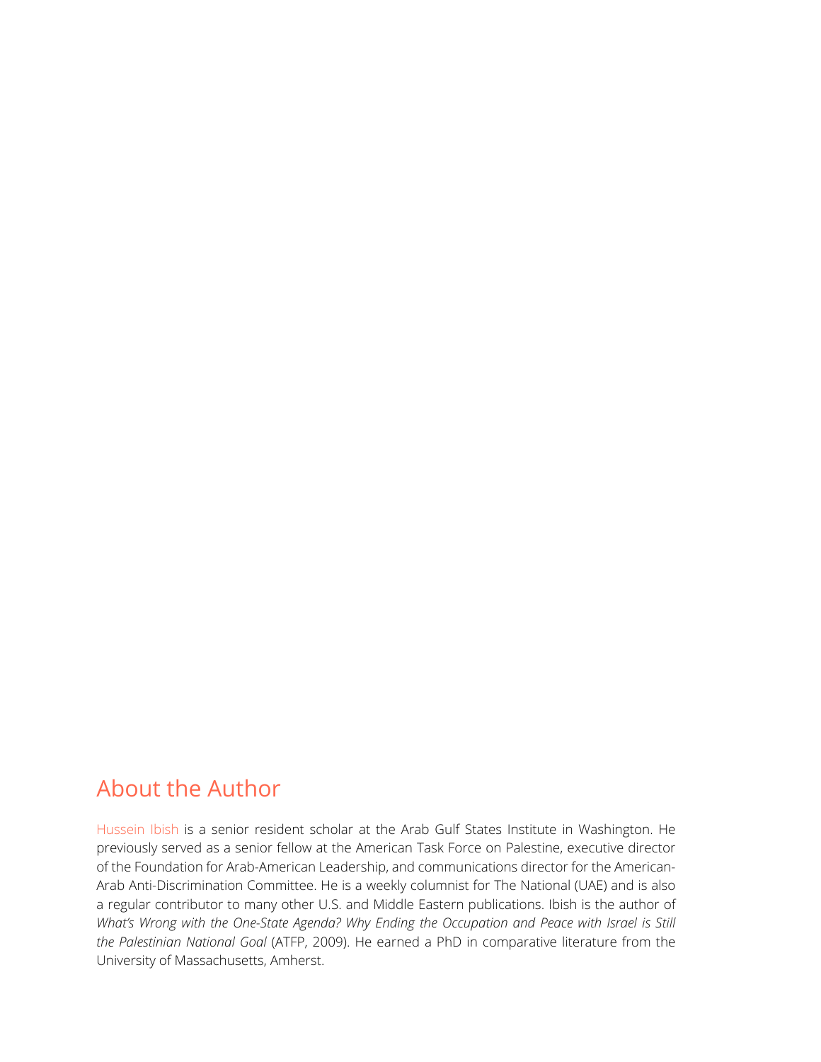## About the Author

Hussein Ibish is a senior resident scholar at the Arab Gulf States Institute in Washington. He previously served as a senior fellow at the American Task Force on Palestine, executive director of the Foundation for Arab-American Leadership, and communications director for the American-Arab Anti-Discrimination Committee. He is a weekly columnist for The National (UAE) and is also a regular contributor to many other U.S. and Middle Eastern publications. Ibish is the author of *What's Wrong with the One-State Agenda? Why Ending the Occupation and Peace with Israel is Still the Palestinian National Goal* (ATFP, 2009). He earned a PhD in comparative literature from the University of Massachusetts, Amherst.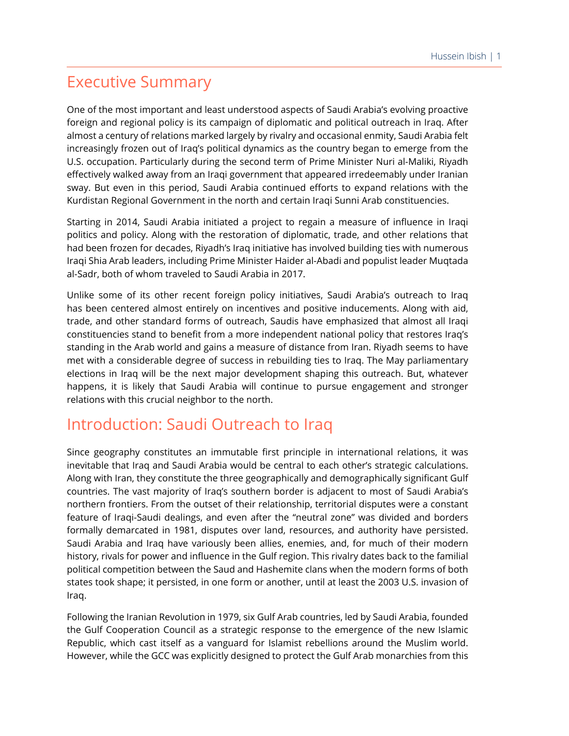## Executive Summary

One of the most important and least understood aspects of Saudi Arabia's evolving proactive foreign and regional policy is its campaign of diplomatic and political outreach in Iraq. After almost a century of relations marked largely by rivalry and occasional enmity, Saudi Arabia felt increasingly frozen out of Iraq's political dynamics as the country began to emerge from the U.S. occupation. Particularly during the second term of Prime Minister Nuri al-Maliki, Riyadh effectively walked away from an Iraqi government that appeared irredeemably under Iranian sway. But even in this period, Saudi Arabia continued efforts to expand relations with the Kurdistan Regional Government in the north and certain Iraqi Sunni Arab constituencies.

Starting in 2014, Saudi Arabia initiated a project to regain a measure of influence in Iraqi politics and policy. Along with the restoration of diplomatic, trade, and other relations that had been frozen for decades, Riyadh's Iraq initiative has involved building ties with numerous Iraqi Shia Arab leaders, including Prime Minister Haider al-Abadi and populist leader Muqtada al-Sadr, both of whom traveled to Saudi Arabia in 2017.

Unlike some of its other recent foreign policy initiatives, Saudi Arabia's outreach to Iraq has been centered almost entirely on incentives and positive inducements. Along with aid, trade, and other standard forms of outreach, Saudis have emphasized that almost all Iraqi constituencies stand to benefit from a more independent national policy that restores Iraq's standing in the Arab world and gains a measure of distance from Iran. Riyadh seems to have met with a considerable degree of success in rebuilding ties to Iraq. The May parliamentary elections in Iraq will be the next major development shaping this outreach. But, whatever happens, it is likely that Saudi Arabia will continue to pursue engagement and stronger relations with this crucial neighbor to the north.

## Introduction: Saudi Outreach to Iraq

Since geography constitutes an immutable first principle in international relations, it was inevitable that Iraq and Saudi Arabia would be central to each other's strategic calculations. Along with Iran, they constitute the three geographically and demographically significant Gulf countries. The vast majority of Iraq's southern border is adjacent to most of Saudi Arabia's northern frontiers. From the outset of their relationship, territorial disputes were a constant feature of Iraqi-Saudi dealings, and even after the "neutral zone" was divided and borders formally demarcated in 1981, disputes over land, resources, and authority have persisted. Saudi Arabia and Iraq have variously been allies, enemies, and, for much of their modern history, rivals for power and influence in the Gulf region. This rivalry dates back to the familial political competition between the Saud and Hashemite clans when the modern forms of both states took shape; it persisted, in one form or another, until at least the 2003 U.S. invasion of Iraq.

Following the Iranian Revolution in 1979, six Gulf Arab countries, led by Saudi Arabia, founded the Gulf Cooperation Council as a strategic response to the emergence of the new Islamic Republic, which cast itself as a vanguard for Islamist rebellions around the Muslim world. However, while the GCC was explicitly designed to protect the Gulf Arab monarchies from this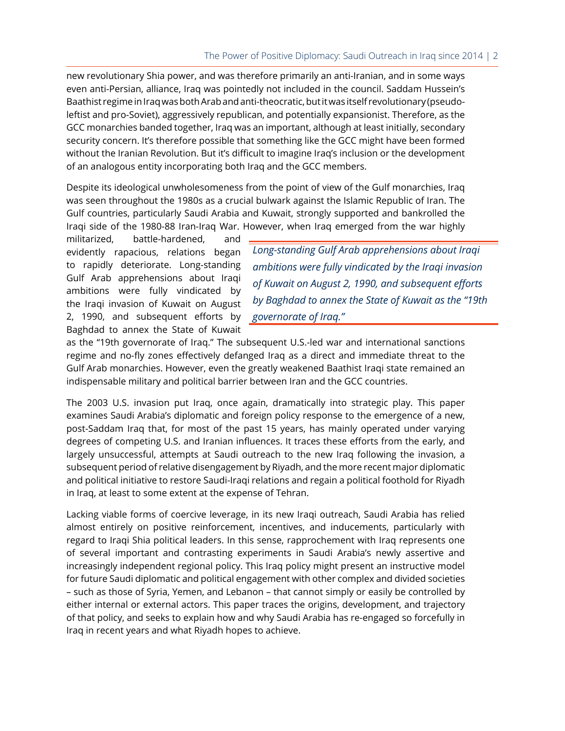new revolutionary Shia power, and was therefore primarily an anti-Iranian, and in some ways even anti-Persian, alliance, Iraq was pointedly not included in the council. Saddam Hussein's Baathist regime in Iraq was both Arab and anti-theocratic, but it was itself revolutionary (pseudo-leftist and pro-Soviet), aggressively republican, and potentially expansionist. Therefore, as the GCC monarchies banded together, Iraq was an important, although at least initially, secondary security concern. It's therefore possible that something like the GCC might have been formed without the Iranian Revolution. But it's difficult to imagine Iraq's inclusion or the development of an analogous entity incorporating both Iraq and the GCC members.

Despite its ideological unwholesomeness from the point of view of the Gulf monarchies, Iraq was seen throughout the 1980s as a crucial bulwark against the Islamic Republic of Iran. The Gulf countries, particularly Saudi Arabia and Kuwait, strongly supported and bankrolled the Iraqi side of the 1980-88 Iran-Iraq War. However, when Iraq emerged from the war highly militarized, battle-hardened, and evidently rapacious, relations began to rapidly deteriorate. Long-standing Gulf Arab apprehensions about Iraqi ambitions were fully vindicated by the Iraqi invasion of Kuwait on August 2, 1990, and subsequent efforts by Baghdad to annex the State of Kuwait as the "19th governorate of Iraq." The subsequent U.S.-led war and international sanctions regime and no-fly zones effectively defanged Iraq as a direct and immediate threat to the Gulf Arab monarchies. However, even the greatly weakened Baathist Iraqi state remained an indispensable military and political barrier between Iran and the GCC countries.

> *Long-standing Gulf Arab apprehensions about Iraqi ambitions were fully vindicated by the Iraqi invasion of Kuwait on August 2, 1990, and subsequent efforts by Baghdad to annex the State of Kuwait as the "19th governorate of Iraq."*

The 2003 U.S. invasion put Iraq, once again, dramatically into strategic play. This paper examines Saudi Arabia's diplomatic and foreign policy response to the emergence of a new, post-Saddam Iraq that, for most of the past 15 years, has mainly operated under varying degrees of competing U.S. and Iranian influences. It traces these efforts from the early, and largely unsuccessful, attempts at Saudi outreach to the new Iraq following the invasion, a subsequent period of relative disengagement by Riyadh, and the more recent major diplomatic and political initiative to restore Saudi-Iraqi relations and regain a political foothold for Riyadh in Iraq, at least to some extent at the expense of Tehran.

Lacking viable forms of coercive leverage, in its new Iraqi outreach, Saudi Arabia has relied almost entirely on positive reinforcement, incentives, and inducements, particularly with regard to Iraqi Shia political leaders. In this sense, rapprochement with Iraq represents one of several important and contrasting experiments in Saudi Arabia's newly assertive and increasingly independent regional policy. This Iraq policy might present an instructive model for future Saudi diplomatic and political engagement with other complex and divided societies – such as those of Syria, Yemen, and Lebanon – that cannot simply or easily be controlled by either internal or external actors. This paper traces the origins, development, and trajectory of that policy, and seeks to explain how and why Saudi Arabia has re-engaged so forcefully in Iraq in recent years and what Riyadh hopes to achieve.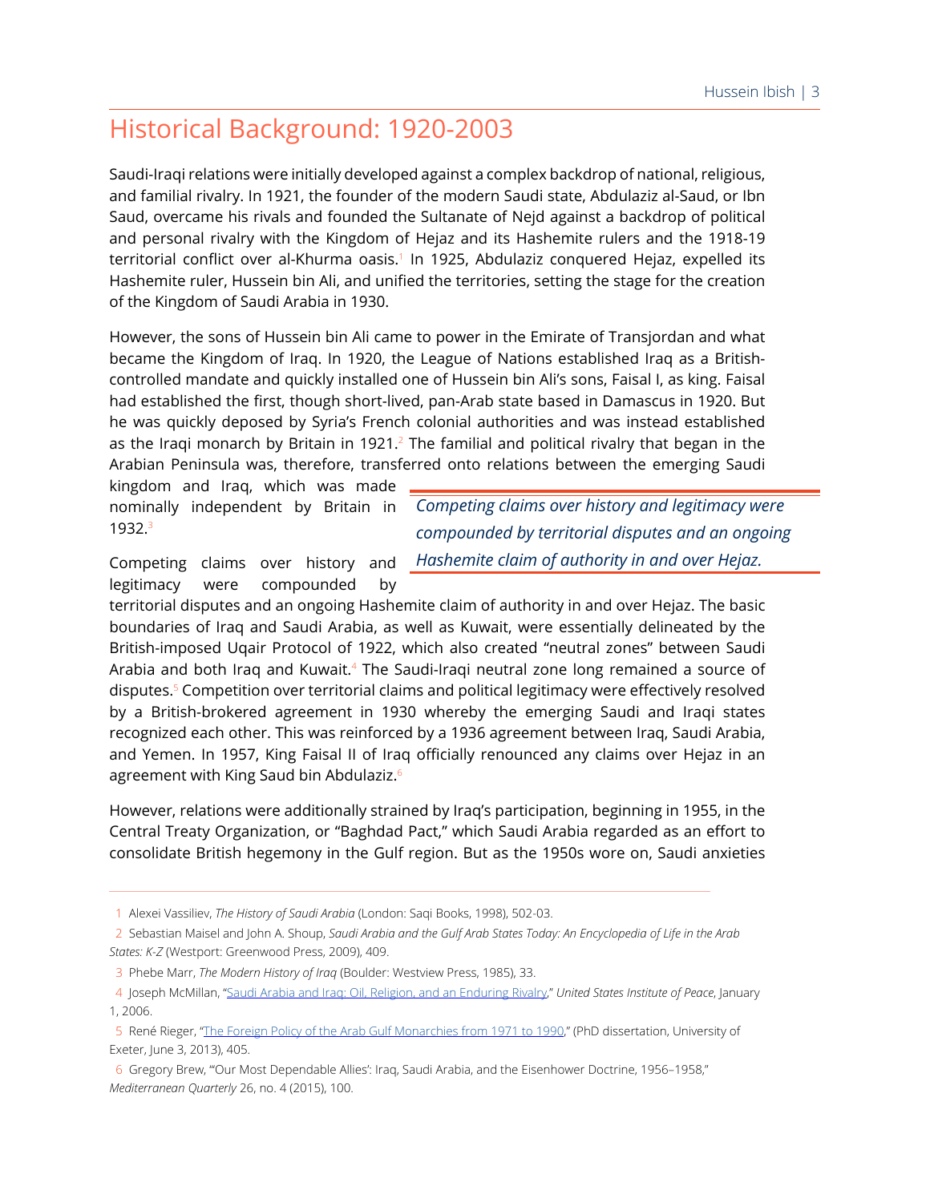## Historical Background: 1920-2003

Saudi-Iraqi relations were initially developed against a complex backdrop of national, religious, and familial rivalry. In 1921, the founder of the modern Saudi state, Abdulaziz al-Saud, or Ibn Saud, overcame his rivals and founded the Sultanate of Nejd against a backdrop of political and personal rivalry with the Kingdom of Hejaz and its Hashemite rulers and the 1918-19 territorial conflict over al-Khurma oasis.[1] In 1925, Abdulaziz conquered Hejaz, expelled its Hashemite ruler, Hussein bin Ali, and unified the territories, setting the stage for the creation of the Kingdom of Saudi Arabia in 1930.

However, the sons of Hussein bin Ali came to power in the Emirate of Transjordan and what became the Kingdom of Iraq. In 1920, the League of Nations established Iraq as a British-controlled mandate and quickly installed one of Hussein bin Ali's sons, Faisal I, as king. Faisal had established the first, though short-lived, pan-Arab state based in Damascus in 1920. But he was quickly deposed by Syria's French colonial authorities and was instead established as the Iraqi monarch by Britain in 1921.[2] The familial and political rivalry that began in the Arabian Peninsula was, therefore, transferred onto relations between the emerging Saudi kingdom and Iraq, which was made nominally independent by Britain in 1932.[3]

> *Competing claims over history and legitimacy were compounded by territorial disputes and an ongoing Hashemite claim of authority in and over Hejaz.*

Competing claims over history and legitimacy were compounded by territorial disputes and an ongoing Hashemite claim of authority in and over Hejaz. The basic boundaries of Iraq and Saudi Arabia, as well as Kuwait, were essentially delineated by the British-imposed Uqair Protocol of 1922, which also created "neutral zones" between Saudi Arabia and both Iraq and Kuwait.[4] The Saudi-Iraqi neutral zone long remained a source of disputes.[5] Competition over territorial claims and political legitimacy were effectively resolved by a British-brokered agreement in 1930 whereby the emerging Saudi and Iraqi states recognized each other. This was reinforced by a 1936 agreement between Iraq, Saudi Arabia, and Yemen. In 1957, King Faisal II of Iraq officially renounced any claims over Hejaz in an agreement with King Saud bin Abdulaziz.[6]

However, relations were additionally strained by Iraq's participation, beginning in 1955, in the Central Treaty Organization, or "Baghdad Pact," which Saudi Arabia regarded as an effort to consolidate British hegemony in the Gulf region. But as the 1950s wore on, Saudi anxieties

---

1 Alexei Vassiliev, *The History of Saudi Arabia* (London: Saqi Books, 1998), 502-03.

2 Sebastian Maisel and John A. Shoup, *Saudi Arabia and the Gulf Arab States Today: An Encyclopedia of Life in the Arab States: K-Z* (Westport: Greenwood Press, 2009), 409.

3 Phebe Marr, *The Modern History of Iraq* (Boulder: Westview Press, 1985), 33.

4 Joseph McMillan, "Saudi Arabia and Iraq: Oil, Religion, and an Enduring Rivalry," *United States Institute of Peace*, January 1, 2006.

5 René Rieger, "The Foreign Policy of the Arab Gulf Monarchies from 1971 to 1990," (PhD dissertation, University of Exeter, June 3, 2013), 405.

6 Gregory Brew, "'Our Most Dependable Allies': Iraq, Saudi Arabia, and the Eisenhower Doctrine, 1956–1958," *Mediterranean Quarterly* 26, no. 4 (2015), 100.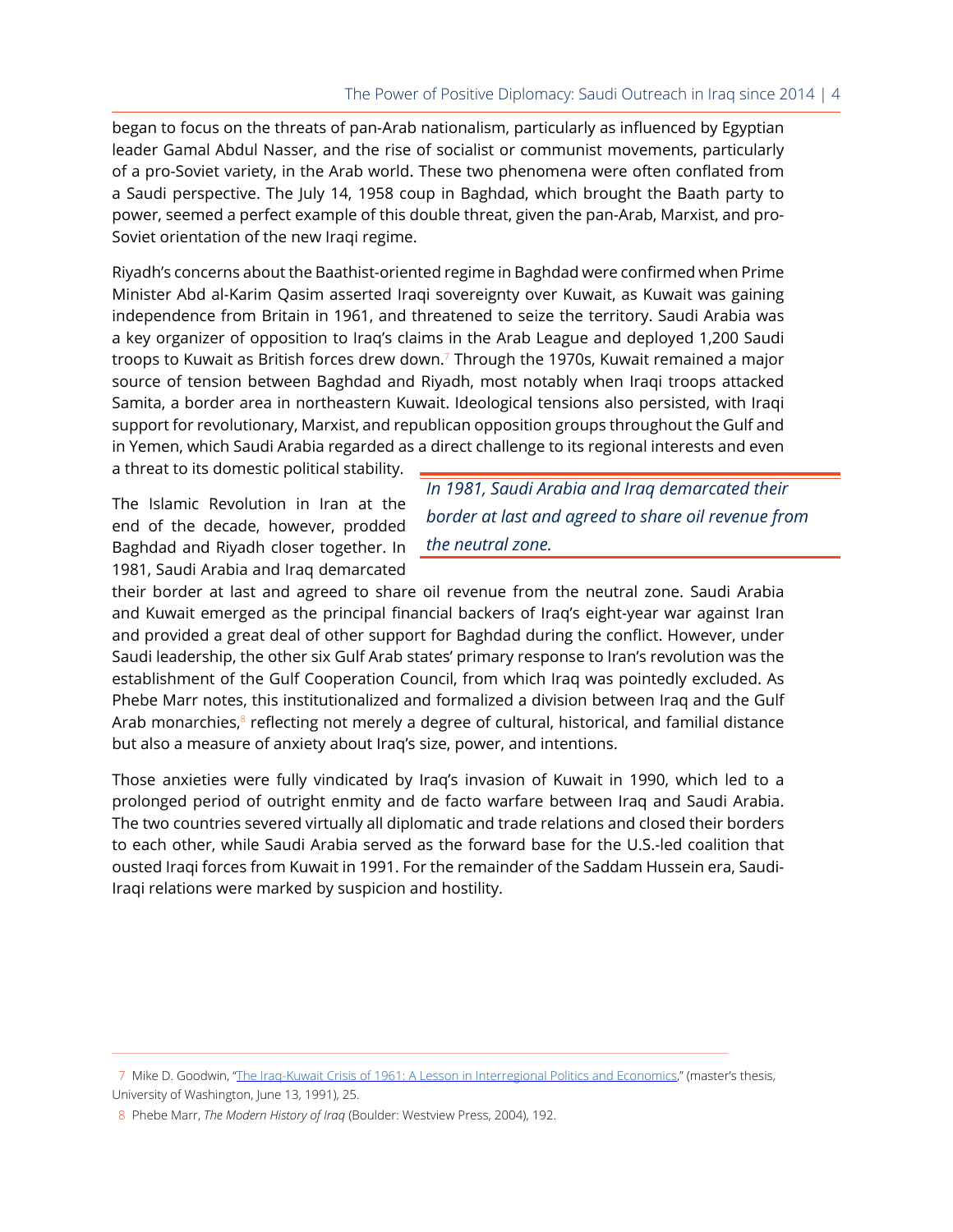began to focus on the threats of pan-Arab nationalism, particularly as influenced by Egyptian leader Gamal Abdul Nasser, and the rise of socialist or communist movements, particularly of a pro-Soviet variety, in the Arab world. These two phenomena were often conflated from a Saudi perspective. The July 14, 1958 coup in Baghdad, which brought the Baath party to power, seemed a perfect example of this double threat, given the pan-Arab, Marxist, and pro-Soviet orientation of the new Iraqi regime.

Riyadh's concerns about the Baathist-oriented regime in Baghdad were confirmed when Prime Minister Abd al-Karim Qasim asserted Iraqi sovereignty over Kuwait, as Kuwait was gaining independence from Britain in 1961, and threatened to seize the territory. Saudi Arabia was a key organizer of opposition to Iraq's claims in the Arab League and deployed 1,200 Saudi troops to Kuwait as British forces drew down.[7] Through the 1970s, Kuwait remained a major source of tension between Baghdad and Riyadh, most notably when Iraqi troops attacked Samita, a border area in northeastern Kuwait. Ideological tensions also persisted, with Iraqi support for revolutionary, Marxist, and republican opposition groups throughout the Gulf and in Yemen, which Saudi Arabia regarded as a direct challenge to its regional interests and even a threat to its domestic political stability.

*In 1981, Saudi Arabia and Iraq demarcated their border at last and agreed to share oil revenue from the neutral zone.*

The Islamic Revolution in Iran at the end of the decade, however, prodded Baghdad and Riyadh closer together. In 1981, Saudi Arabia and Iraq demarcated their border at last and agreed to share oil revenue from the neutral zone. Saudi Arabia and Kuwait emerged as the principal financial backers of Iraq's eight-year war against Iran and provided a great deal of other support for Baghdad during the conflict. However, under Saudi leadership, the other six Gulf Arab states' primary response to Iran's revolution was the establishment of the Gulf Cooperation Council, from which Iraq was pointedly excluded. As Phebe Marr notes, this institutionalized and formalized a division between Iraq and the Gulf Arab monarchies,[8] reflecting not merely a degree of cultural, historical, and familial distance but also a measure of anxiety about Iraq's size, power, and intentions.

Those anxieties were fully vindicated by Iraq's invasion of Kuwait in 1990, which led to a prolonged period of outright enmity and de facto warfare between Iraq and Saudi Arabia. The two countries severed virtually all diplomatic and trade relations and closed their borders to each other, while Saudi Arabia served as the forward base for the U.S.-led coalition that ousted Iraqi forces from Kuwait in 1991. For the remainder of the Saddam Hussein era, Saudi-Iraqi relations were marked by suspicion and hostility.

---

7 Mike D. Goodwin, "The Iraq-Kuwait Crisis of 1961: A Lesson in Interregional Politics and Economics," (master's thesis, University of Washington, June 13, 1991), 25.

8 Phebe Marr, *The Modern History of Iraq* (Boulder: Westview Press, 2004), 192.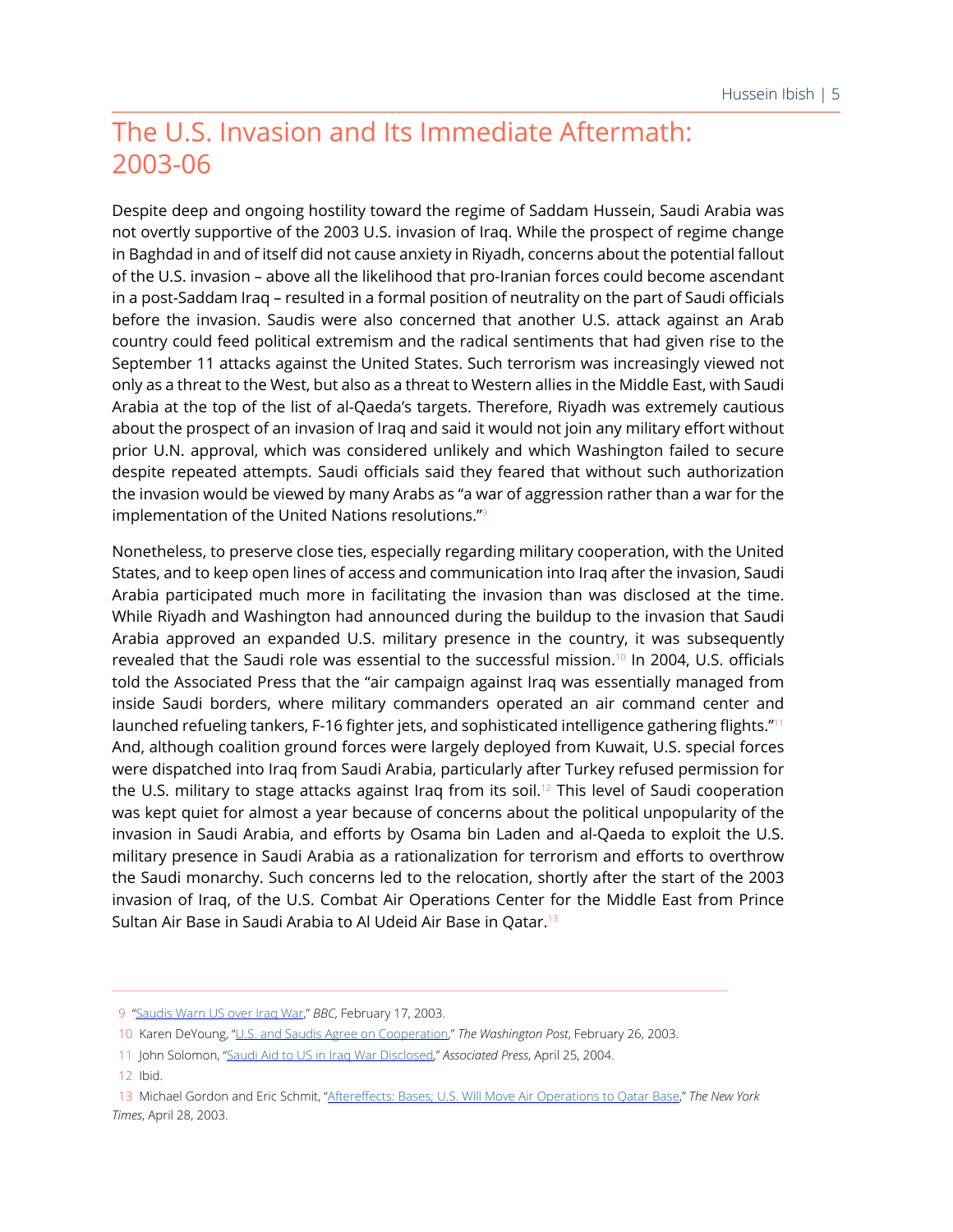## The U.S. Invasion and Its Immediate Aftermath: 2003-06

Despite deep and ongoing hostility toward the regime of Saddam Hussein, Saudi Arabia was not overtly supportive of the 2003 U.S. invasion of Iraq. While the prospect of regime change in Baghdad in and of itself did not cause anxiety in Riyadh, concerns about the potential fallout of the U.S. invasion – above all the likelihood that pro-Iranian forces could become ascendant in a post-Saddam Iraq – resulted in a formal position of neutrality on the part of Saudi officials before the invasion. Saudis were also concerned that another U.S. attack against an Arab country could feed political extremism and the radical sentiments that had given rise to the September 11 attacks against the United States. Such terrorism was increasingly viewed not only as a threat to the West, but also as a threat to Western allies in the Middle East, with Saudi Arabia at the top of the list of al-Qaeda's targets. Therefore, Riyadh was extremely cautious about the prospect of an invasion of Iraq and said it would not join any military effort without prior U.N. approval, which was considered unlikely and which Washington failed to secure despite repeated attempts. Saudi officials said they feared that without such authorization the invasion would be viewed by many Arabs as "a war of aggression rather than a war for the implementation of the United Nations resolutions."[9]

Nonetheless, to preserve close ties, especially regarding military cooperation, with the United States, and to keep open lines of access and communication into Iraq after the invasion, Saudi Arabia participated much more in facilitating the invasion than was disclosed at the time. While Riyadh and Washington had announced during the buildup to the invasion that Saudi Arabia approved an expanded U.S. military presence in the country, it was subsequently revealed that the Saudi role was essential to the successful mission.[10] In 2004, U.S. officials told the Associated Press that the "air campaign against Iraq was essentially managed from inside Saudi borders, where military commanders operated an air command center and launched refueling tankers, F-16 fighter jets, and sophisticated intelligence gathering flights."[11] And, although coalition ground forces were largely deployed from Kuwait, U.S. special forces were dispatched into Iraq from Saudi Arabia, particularly after Turkey refused permission for the U.S. military to stage attacks against Iraq from its soil.[12] This level of Saudi cooperation was kept quiet for almost a year because of concerns about the political unpopularity of the invasion in Saudi Arabia, and efforts by Osama bin Laden and al-Qaeda to exploit the U.S. military presence in Saudi Arabia as a rationalization for terrorism and efforts to overthrow the Saudi monarchy. Such concerns led to the relocation, shortly after the start of the 2003 invasion of Iraq, of the U.S. Combat Air Operations Center for the Middle East from Prince Sultan Air Base in Saudi Arabia to Al Udeid Air Base in Qatar.[13]

---

9 "Saudis Warn US over Iraq War," *BBC*, February 17, 2003.

10 Karen DeYoung, "U.S. and Saudis Agree on Cooperation," *The Washington Post*, February 26, 2003.

11 John Solomon, "Saudi Aid to US in Iraq War Disclosed," *Associated Press*, April 25, 2004.

12 Ibid.

13 Michael Gordon and Eric Schmit, "Aftereffects: Bases; U.S. Will Move Air Operations to Qatar Base," *The New York Times*, April 28, 2003.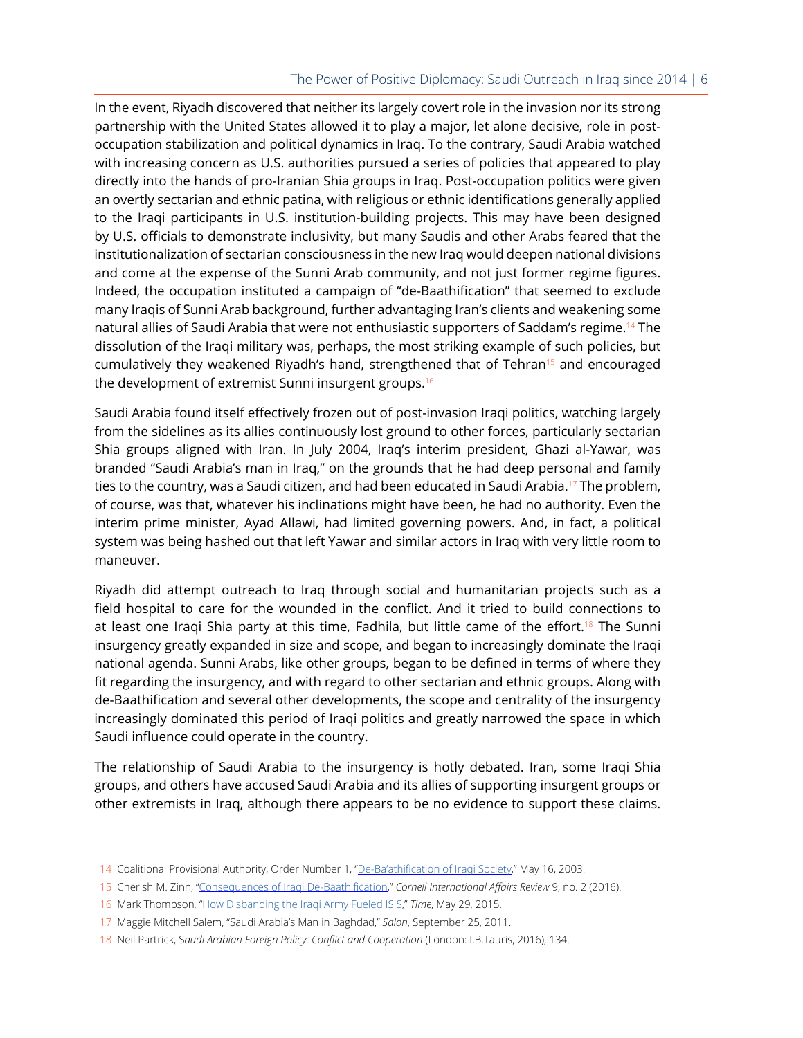In the event, Riyadh discovered that neither its largely covert role in the invasion nor its strong partnership with the United States allowed it to play a major, let alone decisive, role in post-occupation stabilization and political dynamics in Iraq. To the contrary, Saudi Arabia watched with increasing concern as U.S. authorities pursued a series of policies that appeared to play directly into the hands of pro-Iranian Shia groups in Iraq. Post-occupation politics were given an overtly sectarian and ethnic patina, with religious or ethnic identifications generally applied to the Iraqi participants in U.S. institution-building projects. This may have been designed by U.S. officials to demonstrate inclusivity, but many Saudis and other Arabs feared that the institutionalization of sectarian consciousness in the new Iraq would deepen national divisions and come at the expense of the Sunni Arab community, and not just former regime figures. Indeed, the occupation instituted a campaign of "de-Baathification" that seemed to exclude many Iraqis of Sunni Arab background, further advantaging Iran's clients and weakening some natural allies of Saudi Arabia that were not enthusiastic supporters of Saddam's regime.[14] The dissolution of the Iraqi military was, perhaps, the most striking example of such policies, but cumulatively they weakened Riyadh's hand, strengthened that of Tehran[15] and encouraged the development of extremist Sunni insurgent groups.[16]

Saudi Arabia found itself effectively frozen out of post-invasion Iraqi politics, watching largely from the sidelines as its allies continuously lost ground to other forces, particularly sectarian Shia groups aligned with Iran. In July 2004, Iraq's interim president, Ghazi al-Yawar, was branded "Saudi Arabia's man in Iraq," on the grounds that he had deep personal and family ties to the country, was a Saudi citizen, and had been educated in Saudi Arabia.[17] The problem, of course, was that, whatever his inclinations might have been, he had no authority. Even the interim prime minister, Ayad Allawi, had limited governing powers. And, in fact, a political system was being hashed out that left Yawar and similar actors in Iraq with very little room to maneuver.

Riyadh did attempt outreach to Iraq through social and humanitarian projects such as a field hospital to care for the wounded in the conflict. And it tried to build connections to at least one Iraqi Shia party at this time, Fadhila, but little came of the effort.[18] The Sunni insurgency greatly expanded in size and scope, and began to increasingly dominate the Iraqi national agenda. Sunni Arabs, like other groups, began to be defined in terms of where they fit regarding the insurgency, and with regard to other sectarian and ethnic groups. Along with de-Baathification and several other developments, the scope and centrality of the insurgency increasingly dominated this period of Iraqi politics and greatly narrowed the space in which Saudi influence could operate in the country.

The relationship of Saudi Arabia to the insurgency is hotly debated. Iran, some Iraqi Shia groups, and others have accused Saudi Arabia and its allies of supporting insurgent groups or other extremists in Iraq, although there appears to be no evidence to support these claims.

---

14 Coalitional Provisional Authority, Order Number 1, "De-Ba'athification of Iraqi Society," May 16, 2003.

15 Cherish M. Zinn, "Consequences of Iraqi De-Baathification," *Cornell International Affairs Review* 9, no. 2 (2016).

16 Mark Thompson, "How Disbanding the Iraqi Army Fueled ISIS," *Time*, May 29, 2015.

17 Maggie Mitchell Salem, "Saudi Arabia's Man in Baghdad," *Salon*, September 25, 2011.

18 Neil Partrick, *Saudi Arabian Foreign Policy: Conflict and Cooperation* (London: I.B.Tauris, 2016), 134.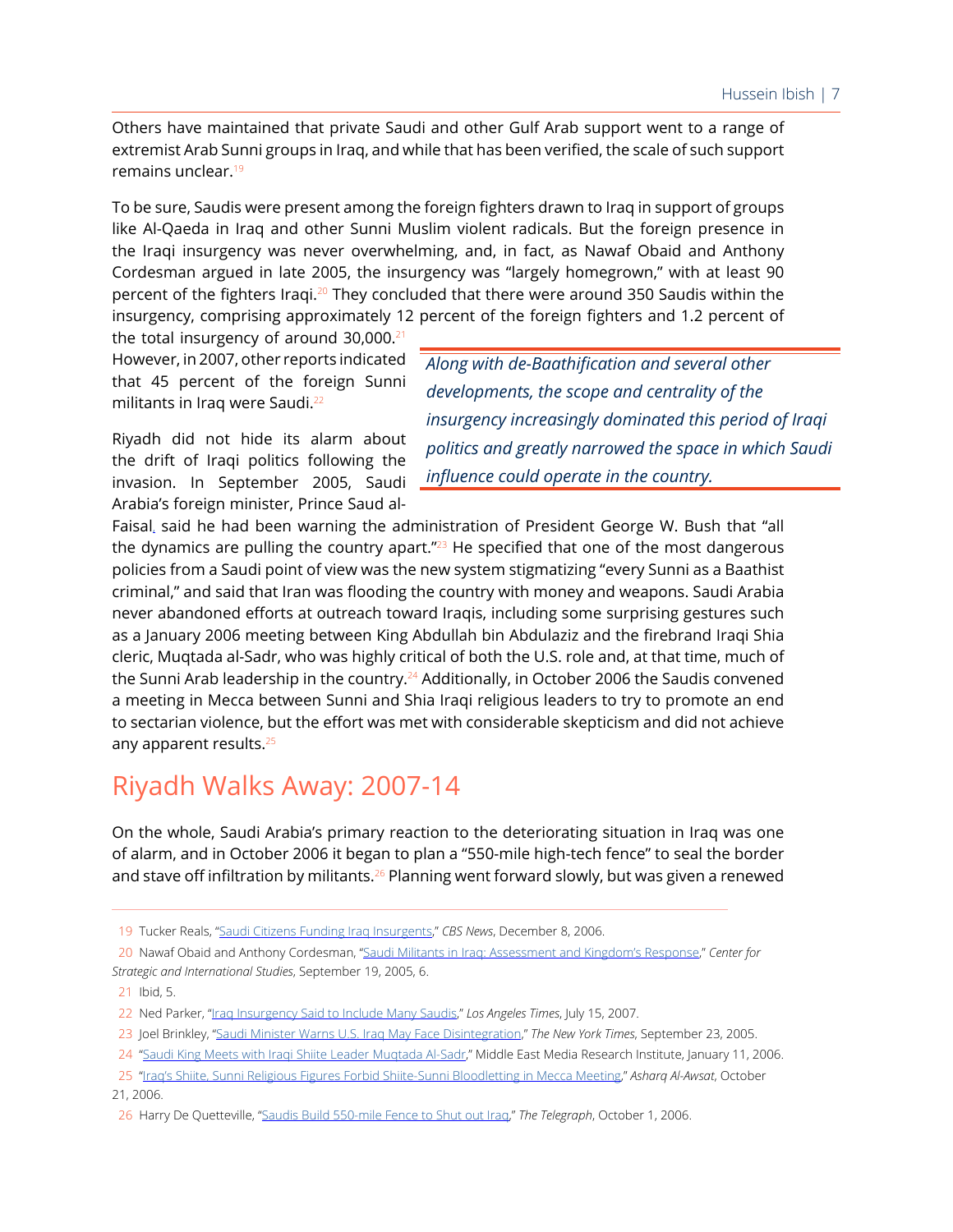Others have maintained that private Saudi and other Gulf Arab support went to a range of extremist Arab Sunni groups in Iraq, and while that has been verified, the scale of such support remains unclear.[19]

To be sure, Saudis were present among the foreign fighters drawn to Iraq in support of groups like Al-Qaeda in Iraq and other Sunni Muslim violent radicals. But the foreign presence in the Iraqi insurgency was never overwhelming, and, in fact, as Nawaf Obaid and Anthony Cordesman argued in late 2005, the insurgency was "largely homegrown," with at least 90 percent of the fighters Iraqi.[20] They concluded that there were around 350 Saudis within the insurgency, comprising approximately 12 percent of the foreign fighters and 1.2 percent of the total insurgency of around 30,000.[21] However, in 2007, other reports indicated that 45 percent of the foreign Sunni militants in Iraq were Saudi.[22]

> *Along with de-Baathification and several other developments, the scope and centrality of the insurgency increasingly dominated this period of Iraqi politics and greatly narrowed the space in which Saudi influence could operate in the country.*

Riyadh did not hide its alarm about the drift of Iraqi politics following the invasion. In September 2005, Saudi Arabia's foreign minister, Prince Saud al-Faisal, said he had been warning the administration of President George W. Bush that "all the dynamics are pulling the country apart."[23] He specified that one of the most dangerous policies from a Saudi point of view was the new system stigmatizing "every Sunni as a Baathist criminal," and said that Iran was flooding the country with money and weapons. Saudi Arabia never abandoned efforts at outreach toward Iraqis, including some surprising gestures such as a January 2006 meeting between King Abdullah bin Abdulaziz and the firebrand Iraqi Shia cleric, Muqtada al-Sadr, who was highly critical of both the U.S. role and, at that time, much of the Sunni Arab leadership in the country.[24] Additionally, in October 2006 the Saudis convened a meeting in Mecca between Sunni and Shia Iraqi religious leaders to try to promote an end to sectarian violence, but the effort was met with considerable skepticism and did not achieve any apparent results.[25]

## Riyadh Walks Away: 2007-14

On the whole, Saudi Arabia's primary reaction to the deteriorating situation in Iraq was one of alarm, and in October 2006 it began to plan a "550-mile high-tech fence" to seal the border and stave off infiltration by militants.[26] Planning went forward slowly, but was given a renewed

---

19 Tucker Reals, "Saudi Citizens Funding Iraq Insurgents," *CBS News*, December 8, 2006.

20 Nawaf Obaid and Anthony Cordesman, "Saudi Militants in Iraq: Assessment and Kingdom's Response," *Center for Strategic and International Studies*, September 19, 2005, 6.

21 Ibid, 5.

22 Ned Parker, "Iraq Insurgency Said to Include Many Saudis," *Los Angeles Times*, July 15, 2007.

23 Joel Brinkley, "Saudi Minister Warns U.S. Iraq May Face Disintegration," *The New York Times*, September 23, 2005.

24 "Saudi King Meets with Iraqi Shiite Leader Muqtada Al-Sadr," Middle East Media Research Institute, January 11, 2006.

25 "Iraq's Shiite, Sunni Religious Figures Forbid Shiite-Sunni Bloodletting in Mecca Meeting," *Asharq Al-Awsat*, October 21, 2006.

26 Harry De Quetteville, "Saudis Build 550-mile Fence to Shut out Iraq," *The Telegraph*, October 1, 2006.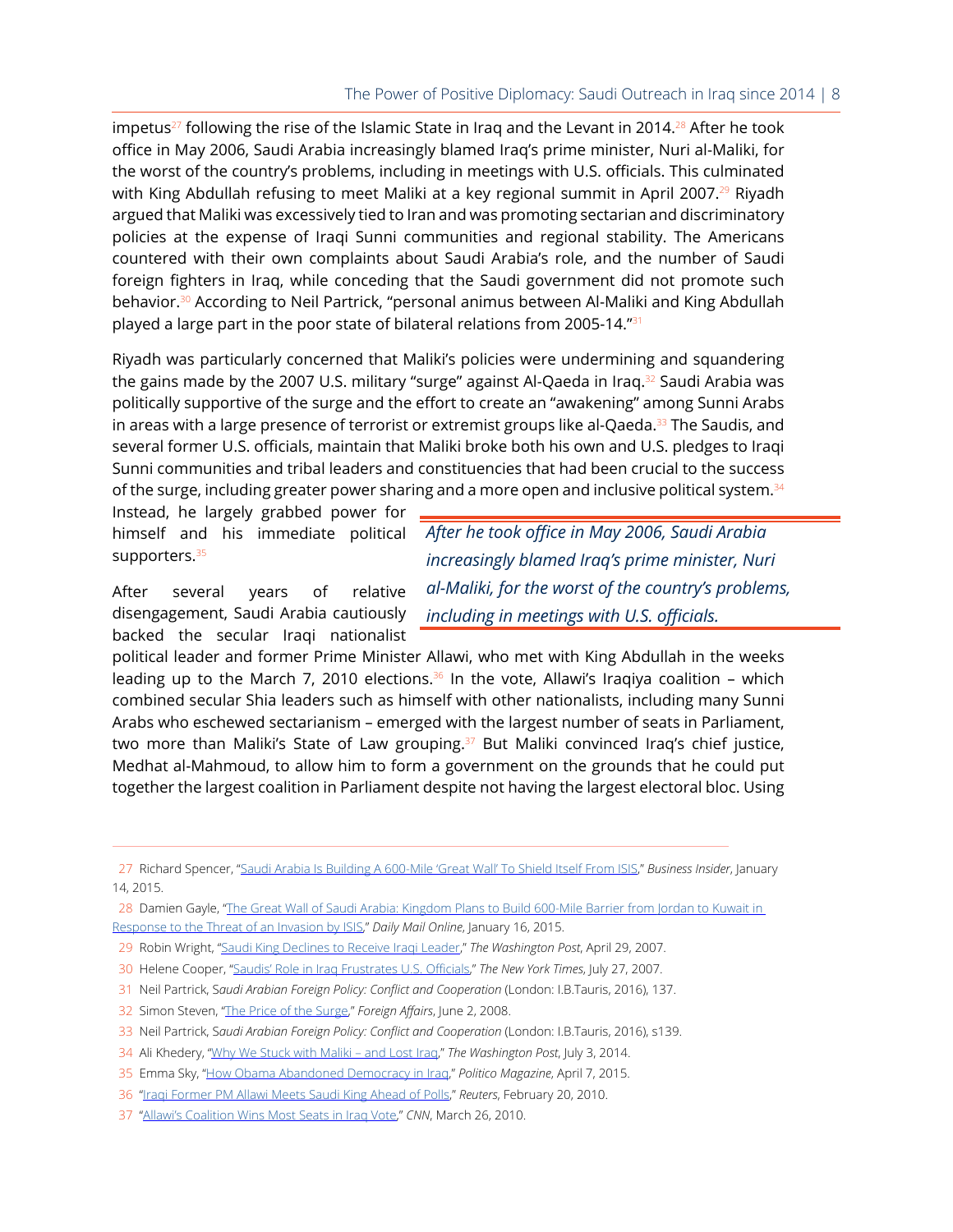impetus[27] following the rise of the Islamic State in Iraq and the Levant in 2014.[28] After he took office in May 2006, Saudi Arabia increasingly blamed Iraq's prime minister, Nuri al-Maliki, for the worst of the country's problems, including in meetings with U.S. officials. This culminated with King Abdullah refusing to meet Maliki at a key regional summit in April 2007.[29] Riyadh argued that Maliki was excessively tied to Iran and was promoting sectarian and discriminatory policies at the expense of Iraqi Sunni communities and regional stability. The Americans countered with their own complaints about Saudi Arabia's role, and the number of Saudi foreign fighters in Iraq, while conceding that the Saudi government did not promote such behavior.[30] According to Neil Partrick, "personal animus between Al-Maliki and King Abdullah played a large part in the poor state of bilateral relations from 2005-14."[31]

Riyadh was particularly concerned that Maliki's policies were undermining and squandering the gains made by the 2007 U.S. military "surge" against Al-Qaeda in Iraq.[32] Saudi Arabia was politically supportive of the surge and the effort to create an "awakening" among Sunni Arabs in areas with a large presence of terrorist or extremist groups like al-Qaeda.[33] The Saudis, and several former U.S. officials, maintain that Maliki broke both his own and U.S. pledges to Iraqi Sunni communities and tribal leaders and constituencies that had been crucial to the success of the surge, including greater power sharing and a more open and inclusive political system.[34] Instead, he largely grabbed power for himself and his immediate political supporters.[35]

> *After he took office in May 2006, Saudi Arabia increasingly blamed Iraq's prime minister, Nuri al-Maliki, for the worst of the country's problems, including in meetings with U.S. officials.*

After several years of relative disengagement, Saudi Arabia cautiously backed the secular Iraqi nationalist political leader and former Prime Minister Allawi, who met with King Abdullah in the weeks leading up to the March 7, 2010 elections.[36] In the vote, Allawi's Iraqiya coalition – which combined secular Shia leaders such as himself with other nationalists, including many Sunni Arabs who eschewed sectarianism – emerged with the largest number of seats in Parliament, two more than Maliki's State of Law grouping.[37] But Maliki convinced Iraq's chief justice, Medhat al-Mahmoud, to allow him to form a government on the grounds that he could put together the largest coalition in Parliament despite not having the largest electoral bloc. Using

---

27 Richard Spencer, "Saudi Arabia Is Building A 600-Mile 'Great Wall' To Shield Itself From ISIS," *Business Insider*, January 14, 2015.

28 Damien Gayle, "The Great Wall of Saudi Arabia: Kingdom Plans to Build 600-Mile Barrier from Jordan to Kuwait in Response to the Threat of an Invasion by ISIS," *Daily Mail Online*, January 16, 2015.

29 Robin Wright, "Saudi King Declines to Receive Iraqi Leader," *The Washington Post*, April 29, 2007.

30 Helene Cooper, "Saudis' Role in Iraq Frustrates U.S. Officials," *The New York Times*, July 27, 2007.

31 Neil Partrick, *Saudi Arabian Foreign Policy: Conflict and Cooperation* (London: I.B.Tauris, 2016), 137.

32 Simon Steven, "The Price of the Surge," *Foreign Affairs*, June 2, 2008.

33 Neil Partrick, *Saudi Arabian Foreign Policy: Conflict and Cooperation* (London: I.B.Tauris, 2016), s139.

34 Ali Khedery, "Why We Stuck with Maliki – and Lost Iraq," *The Washington Post*, July 3, 2014.

35 Emma Sky, "How Obama Abandoned Democracy in Iraq," *Politico Magazine*, April 7, 2015.

36 "Iraqi Former PM Allawi Meets Saudi King Ahead of Polls," *Reuters*, February 20, 2010.

37 "Allawi's Coalition Wins Most Seats in Iraq Vote," *CNN*, March 26, 2010.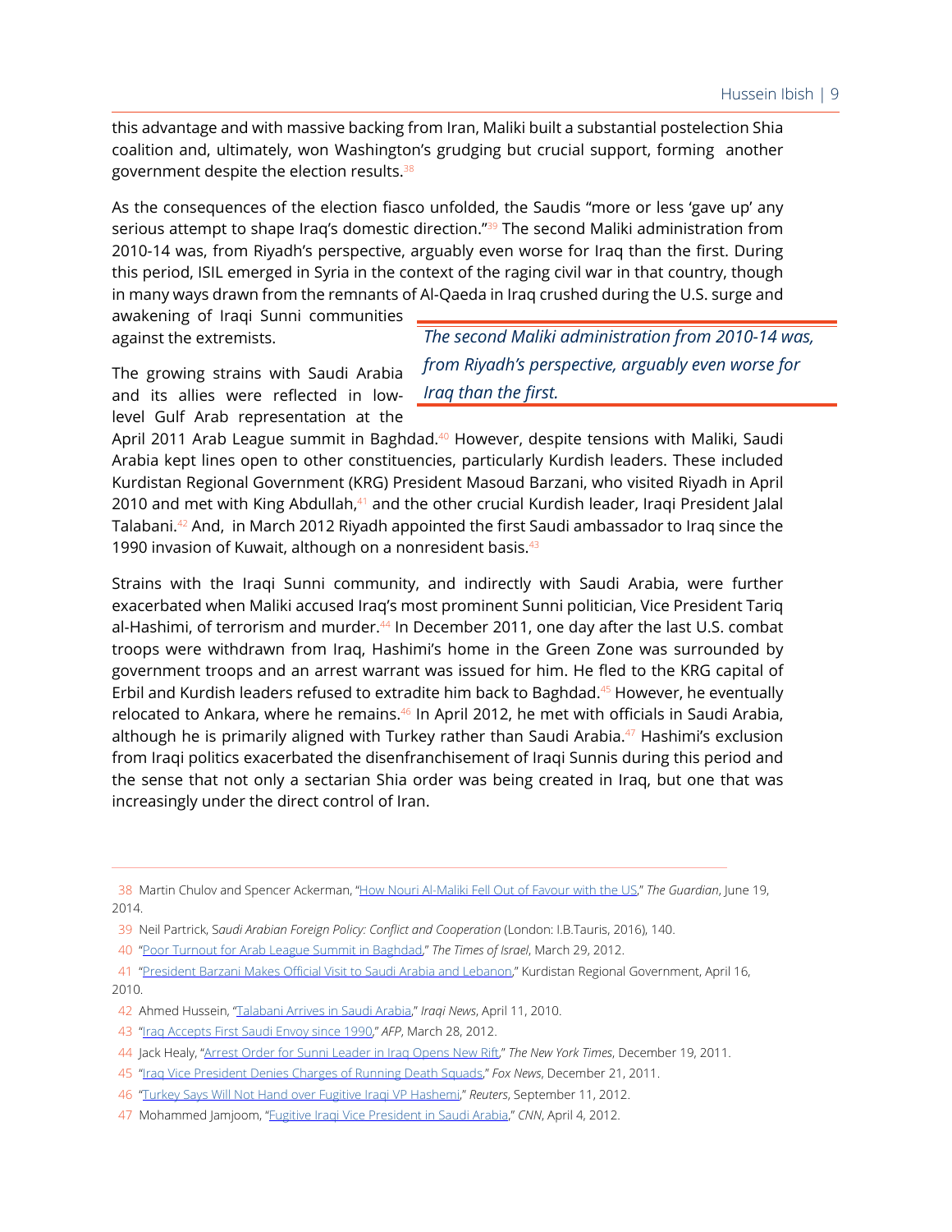this advantage and with massive backing from Iran, Maliki built a substantial postelection Shia coalition and, ultimately, won Washington's grudging but crucial support, forming another government despite the election results.[38]

As the consequences of the election fiasco unfolded, the Saudis "more or less 'gave up' any serious attempt to shape Iraq's domestic direction."[39] The second Maliki administration from 2010-14 was, from Riyadh's perspective, arguably even worse for Iraq than the first. During this period, ISIL emerged in Syria in the context of the raging civil war in that country, though in many ways drawn from the remnants of Al-Qaeda in Iraq crushed during the U.S. surge and awakening of Iraqi Sunni communities against the extremists.

> *The second Maliki administration from 2010-14 was, from Riyadh's perspective, arguably even worse for Iraq than the first.*

The growing strains with Saudi Arabia and its allies were reflected in low-level Gulf Arab representation at the April 2011 Arab League summit in Baghdad.[40] However, despite tensions with Maliki, Saudi Arabia kept lines open to other constituencies, particularly Kurdish leaders. These included Kurdistan Regional Government (KRG) President Masoud Barzani, who visited Riyadh in April 2010 and met with King Abdullah,[41] and the other crucial Kurdish leader, Iraqi President Jalal Talabani.[42] And, in March 2012 Riyadh appointed the first Saudi ambassador to Iraq since the 1990 invasion of Kuwait, although on a nonresident basis.[43]

Strains with the Iraqi Sunni community, and indirectly with Saudi Arabia, were further exacerbated when Maliki accused Iraq's most prominent Sunni politician, Vice President Tariq al-Hashimi, of terrorism and murder.[44] In December 2011, one day after the last U.S. combat troops were withdrawn from Iraq, Hashimi's home in the Green Zone was surrounded by government troops and an arrest warrant was issued for him. He fled to the KRG capital of Erbil and Kurdish leaders refused to extradite him back to Baghdad.[45] However, he eventually relocated to Ankara, where he remains.[46] In April 2012, he met with officials in Saudi Arabia, although he is primarily aligned with Turkey rather than Saudi Arabia.[47] Hashimi's exclusion from Iraqi politics exacerbated the disenfranchisement of Iraqi Sunnis during this period and the sense that not only a sectarian Shia order was being created in Iraq, but one that was increasingly under the direct control of Iran.

---

38 Martin Chulov and Spencer Ackerman, "How Nouri Al-Maliki Fell Out of Favour with the US," *The Guardian*, June 19, 2014.

39 Neil Partrick, S*audi Arabian Foreign Policy: Conflict and Cooperation* (London: I.B.Tauris, 2016), 140.

40 "Poor Turnout for Arab League Summit in Baghdad," *The Times of Israel*, March 29, 2012.

41 "President Barzani Makes Official Visit to Saudi Arabia and Lebanon," Kurdistan Regional Government, April 16, 2010.

42 Ahmed Hussein, "Talabani Arrives in Saudi Arabia," *Iraqi News*, April 11, 2010.

43 "Iraq Accepts First Saudi Envoy since 1990," *AFP*, March 28, 2012.

44 Jack Healy, "Arrest Order for Sunni Leader in Iraq Opens New Rift," *The New York Times*, December 19, 2011.

45 "Iraq Vice President Denies Charges of Running Death Squads," *Fox News*, December 21, 2011.

46 "Turkey Says Will Not Hand over Fugitive Iraqi VP Hashemi," *Reuters*, September 11, 2012.

47 Mohammed Jamjoom, "Fugitive Iraqi Vice President in Saudi Arabia," *CNN*, April 4, 2012.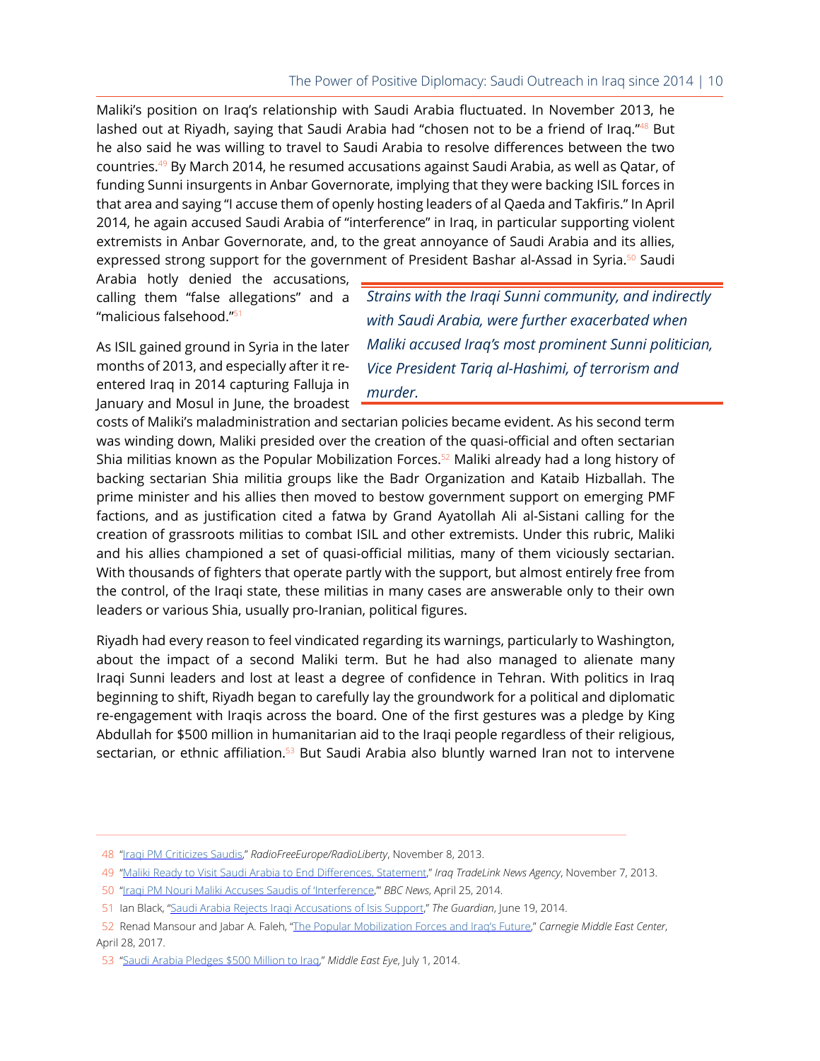Maliki's position on Iraq's relationship with Saudi Arabia fluctuated. In November 2013, he lashed out at Riyadh, saying that Saudi Arabia had "chosen not to be a friend of Iraq."[48] But he also said he was willing to travel to Saudi Arabia to resolve differences between the two countries.[49] By March 2014, he resumed accusations against Saudi Arabia, as well as Qatar, of funding Sunni insurgents in Anbar Governorate, implying that they were backing ISIL forces in that area and saying "I accuse them of openly hosting leaders of al Qaeda and Takfiris." In April 2014, he again accused Saudi Arabia of "interference" in Iraq, in particular supporting violent extremists in Anbar Governorate, and, to the great annoyance of Saudi Arabia and its allies, expressed strong support for the government of President Bashar al-Assad in Syria.[50] Saudi Arabia hotly denied the accusations, calling them "false allegations" and a "malicious falsehood."[51]

*Strains with the Iraqi Sunni community, and indirectly with Saudi Arabia, were further exacerbated when Maliki accused Iraq's most prominent Sunni politician, Vice President Tariq al-Hashimi, of terrorism and murder.*

As ISIL gained ground in Syria in the later months of 2013, and especially after it re-entered Iraq in 2014 capturing Falluja in January and Mosul in June, the broadest costs of Maliki's maladministration and sectarian policies became evident. As his second term was winding down, Maliki presided over the creation of the quasi-official and often sectarian Shia militias known as the Popular Mobilization Forces.[52] Maliki already had a long history of backing sectarian Shia militia groups like the Badr Organization and Kataib Hizballah. The prime minister and his allies then moved to bestow government support on emerging PMF factions, and as justification cited a fatwa by Grand Ayatollah Ali al-Sistani calling for the creation of grassroots militias to combat ISIL and other extremists. Under this rubric, Maliki and his allies championed a set of quasi-official militias, many of them viciously sectarian. With thousands of fighters that operate partly with the support, but almost entirely free from the control, of the Iraqi state, these militias in many cases are answerable only to their own leaders or various Shia, usually pro-Iranian, political figures.

Riyadh had every reason to feel vindicated regarding its warnings, particularly to Washington, about the impact of a second Maliki term. But he had also managed to alienate many Iraqi Sunni leaders and lost at least a degree of confidence in Tehran. With politics in Iraq beginning to shift, Riyadh began to carefully lay the groundwork for a political and diplomatic re-engagement with Iraqis across the board. One of the first gestures was a pledge by King Abdullah for $500 million in humanitarian aid to the Iraqi people regardless of their religious, sectarian, or ethnic affiliation.[53] But Saudi Arabia also bluntly warned Iran not to intervene

---

48 "Iraqi PM Criticizes Saudis," *RadioFreeEurope/RadioLiberty*, November 8, 2013.

49 "Maliki Ready to Visit Saudi Arabia to End Differences, Statement," *Iraq TradeLink News Agency*, November 7, 2013.

50 "Iraqi PM Nouri Maliki Accuses Saudis of 'Interference,'" *BBC News*, April 25, 2014.

51 Ian Black, "Saudi Arabia Rejects Iraqi Accusations of Isis Support," *The Guardian*, June 19, 2014.

52 Renad Mansour and Jabar A. Faleh, "The Popular Mobilization Forces and Iraq's Future," *Carnegie Middle East Center*, April 28, 2017.

53 "Saudi Arabia Pledges $500 Million to Iraq," *Middle East Eye*, July 1, 2014.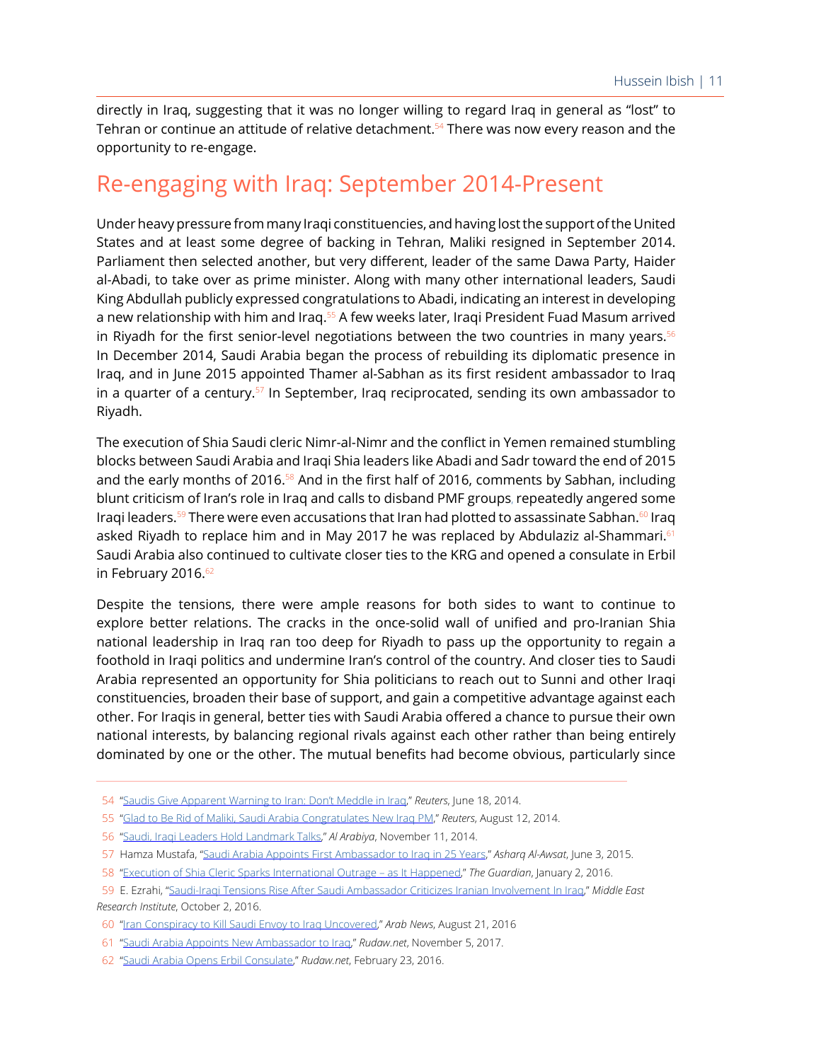directly in Iraq, suggesting that it was no longer willing to regard Iraq in general as "lost" to Tehran or continue an attitude of relative detachment.[54] There was now every reason and the opportunity to re-engage.

## Re-engaging with Iraq: September 2014-Present

Under heavy pressure from many Iraqi constituencies, and having lost the support of the United States and at least some degree of backing in Tehran, Maliki resigned in September 2014. Parliament then selected another, but very different, leader of the same Dawa Party, Haider al-Abadi, to take over as prime minister. Along with many other international leaders, Saudi King Abdullah publicly expressed congratulations to Abadi, indicating an interest in developing a new relationship with him and Iraq.[55] A few weeks later, Iraqi President Fuad Masum arrived in Riyadh for the first senior-level negotiations between the two countries in many years.[56] In December 2014, Saudi Arabia began the process of rebuilding its diplomatic presence in Iraq, and in June 2015 appointed Thamer al-Sabhan as its first resident ambassador to Iraq in a quarter of a century.[57] In September, Iraq reciprocated, sending its own ambassador to Riyadh.

The execution of Shia Saudi cleric Nimr-al-Nimr and the conflict in Yemen remained stumbling blocks between Saudi Arabia and Iraqi Shia leaders like Abadi and Sadr toward the end of 2015 and the early months of 2016.[58] And in the first half of 2016, comments by Sabhan, including blunt criticism of Iran's role in Iraq and calls to disband PMF groups, repeatedly angered some Iraqi leaders.[59] There were even accusations that Iran had plotted to assassinate Sabhan.[60] Iraq asked Riyadh to replace him and in May 2017 he was replaced by Abdulaziz al-Shammari.[61] Saudi Arabia also continued to cultivate closer ties to the KRG and opened a consulate in Erbil in February 2016.[62]

Despite the tensions, there were ample reasons for both sides to want to continue to explore better relations. The cracks in the once-solid wall of unified and pro-Iranian Shia national leadership in Iraq ran too deep for Riyadh to pass up the opportunity to regain a foothold in Iraqi politics and undermine Iran's control of the country. And closer ties to Saudi Arabia represented an opportunity for Shia politicians to reach out to Sunni and other Iraqi constituencies, broaden their base of support, and gain a competitive advantage against each other. For Iraqis in general, better ties with Saudi Arabia offered a chance to pursue their own national interests, by balancing regional rivals against each other rather than being entirely dominated by one or the other. The mutual benefits had become obvious, particularly since

---

54 "Saudis Give Apparent Warning to Iran: Don't Meddle in Iraq," *Reuters*, June 18, 2014.

55 "Glad to Be Rid of Maliki, Saudi Arabia Congratulates New Iraq PM," *Reuters*, August 12, 2014.

56 "Saudi, Iraqi Leaders Hold Landmark Talks," *Al Arabiya*, November 11, 2014.

57 Hamza Mustafa, "Saudi Arabia Appoints First Ambassador to Iraq in 25 Years," *Asharq Al-Awsat*, June 3, 2015.

58 "Execution of Shia Cleric Sparks International Outrage – as It Happened," *The Guardian*, January 2, 2016.

59 E. Ezrahi, "Saudi-Iraqi Tensions Rise After Saudi Ambassador Criticizes Iranian Involvement In Iraq," *Middle East Research Institute*, October 2, 2016.

60 "Iran Conspiracy to Kill Saudi Envoy to Iraq Uncovered," *Arab News*, August 21, 2016

61 "Saudi Arabia Appoints New Ambassador to Iraq," *Rudaw.net*, November 5, 2017.

62 "Saudi Arabia Opens Erbil Consulate," *Rudaw.net*, February 23, 2016.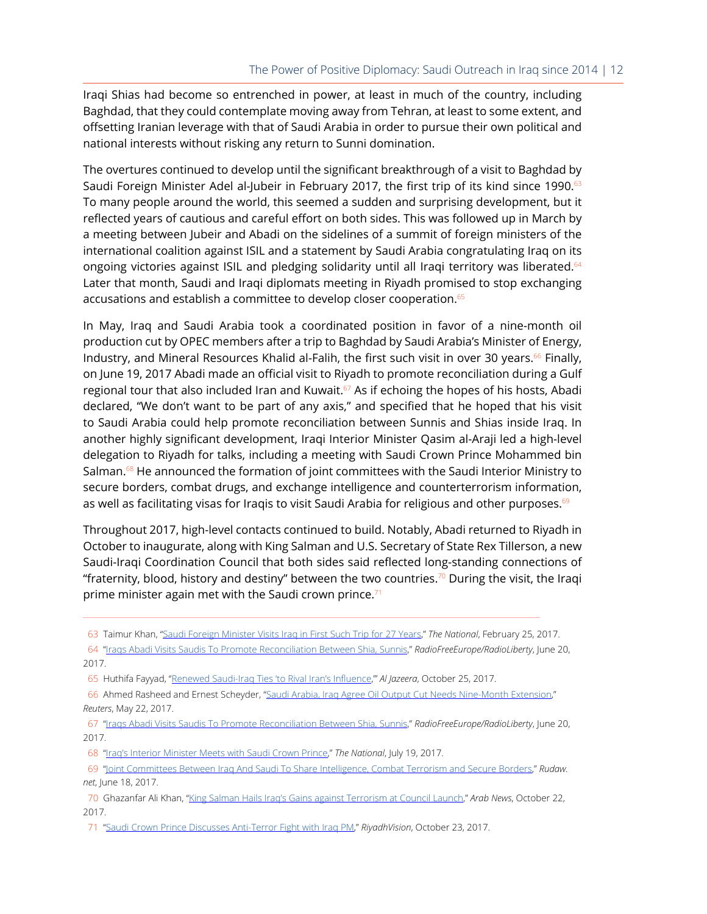Iraqi Shias had become so entrenched in power, at least in much of the country, including Baghdad, that they could contemplate moving away from Tehran, at least to some extent, and offsetting Iranian leverage with that of Saudi Arabia in order to pursue their own political and national interests without risking any return to Sunni domination.

The overtures continued to develop until the significant breakthrough of a visit to Baghdad by Saudi Foreign Minister Adel al-Jubeir in February 2017, the first trip of its kind since 1990.[63] To many people around the world, this seemed a sudden and surprising development, but it reflected years of cautious and careful effort on both sides. This was followed up in March by a meeting between Jubeir and Abadi on the sidelines of a summit of foreign ministers of the international coalition against ISIL and a statement by Saudi Arabia congratulating Iraq on its ongoing victories against ISIL and pledging solidarity until all Iraqi territory was liberated.[64] Later that month, Saudi and Iraqi diplomats meeting in Riyadh promised to stop exchanging accusations and establish a committee to develop closer cooperation.[65]

In May, Iraq and Saudi Arabia took a coordinated position in favor of a nine-month oil production cut by OPEC members after a trip to Baghdad by Saudi Arabia's Minister of Energy, Industry, and Mineral Resources Khalid al-Falih, the first such visit in over 30 years.[66] Finally, on June 19, 2017 Abadi made an official visit to Riyadh to promote reconciliation during a Gulf regional tour that also included Iran and Kuwait.[67] As if echoing the hopes of his hosts, Abadi declared, "We don't want to be part of any axis," and specified that he hoped that his visit to Saudi Arabia could help promote reconciliation between Sunnis and Shias inside Iraq. In another highly significant development, Iraqi Interior Minister Qasim al-Araji led a high-level delegation to Riyadh for talks, including a meeting with Saudi Crown Prince Mohammed bin Salman.[68] He announced the formation of joint committees with the Saudi Interior Ministry to secure borders, combat drugs, and exchange intelligence and counterterrorism information, as well as facilitating visas for Iraqis to visit Saudi Arabia for religious and other purposes.[69]

Throughout 2017, high-level contacts continued to build. Notably, Abadi returned to Riyadh in October to inaugurate, along with King Salman and U.S. Secretary of State Rex Tillerson, a new Saudi-Iraqi Coordination Council that both sides said reflected long-standing connections of "fraternity, blood, history and destiny" between the two countries.[70] During the visit, the Iraqi prime minister again met with the Saudi crown prince.[71]

---

63 Taimur Khan, "Saudi Foreign Minister Visits Iraq in First Such Trip for 27 Years," *The National*, February 25, 2017.

64 "Iraqs Abadi Visits Saudis To Promote Reconciliation Between Shia, Sunnis," *RadioFreeEurope/RadioLiberty*, June 20, 2017.

65 Huthifa Fayyad, "Renewed Saudi-Iraq Ties 'to Rival Iran's Influence,'" *Al Jazeera*, October 25, 2017.

66 Ahmed Rasheed and Ernest Scheyder, "Saudi Arabia, Iraq Agree Oil Output Cut Needs Nine-Month Extension," *Reuters*, May 22, 2017.

67 "Iraqs Abadi Visits Saudis To Promote Reconciliation Between Shia, Sunnis," *RadioFreeEurope/RadioLiberty*, June 20, 2017.

68 "Iraq's Interior Minister Meets with Saudi Crown Prince," *The National*, July 19, 2017.

69 "Joint Committees Between Iraq And Saudi To Share Intelligence, Combat Terrorism and Secure Borders," *Rudaw.net*, June 18, 2017.

70 Ghazanfar Ali Khan, "King Salman Hails Iraq's Gains against Terrorism at Council Launch," *Arab News*, October 22, 2017.

71 "Saudi Crown Prince Discusses Anti-Terror Fight with Iraq PM," *RiyadhVision*, October 23, 2017.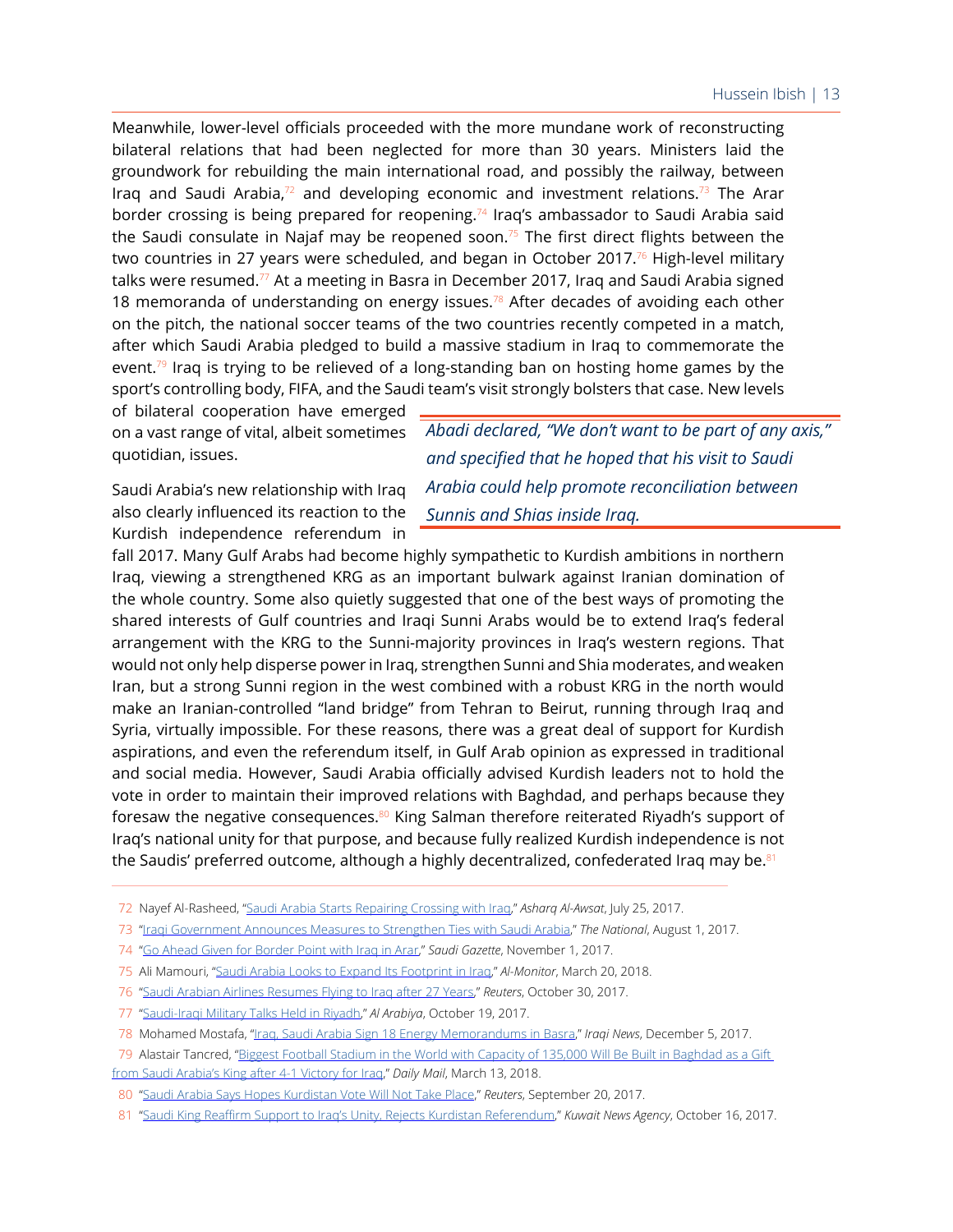Meanwhile, lower-level officials proceeded with the more mundane work of reconstructing bilateral relations that had been neglected for more than 30 years. Ministers laid the groundwork for rebuilding the main international road, and possibly the railway, between Iraq and Saudi Arabia,[72] and developing economic and investment relations.[73] The Arar border crossing is being prepared for reopening.[74] Iraq's ambassador to Saudi Arabia said the Saudi consulate in Najaf may be reopened soon.[75] The first direct flights between the two countries in 27 years were scheduled, and began in October 2017.[76] High-level military talks were resumed.[77] At a meeting in Basra in December 2017, Iraq and Saudi Arabia signed 18 memoranda of understanding on energy issues.[78] After decades of avoiding each other on the pitch, the national soccer teams of the two countries recently competed in a match, after which Saudi Arabia pledged to build a massive stadium in Iraq to commemorate the event.[79] Iraq is trying to be relieved of a long-standing ban on hosting home games by the sport's controlling body, FIFA, and the Saudi team's visit strongly bolsters that case. New levels of bilateral cooperation have emerged on a vast range of vital, albeit sometimes quotidian, issues.

> *Abadi declared, "We don't want to be part of any axis," and specified that he hoped that his visit to Saudi Arabia could help promote reconciliation between Sunnis and Shias inside Iraq.*

Saudi Arabia's new relationship with Iraq also clearly influenced its reaction to the Kurdish independence referendum in fall 2017. Many Gulf Arabs had become highly sympathetic to Kurdish ambitions in northern Iraq, viewing a strengthened KRG as an important bulwark against Iranian domination of the whole country. Some also quietly suggested that one of the best ways of promoting the shared interests of Gulf countries and Iraqi Sunni Arabs would be to extend Iraq's federal arrangement with the KRG to the Sunni-majority provinces in Iraq's western regions. That would not only help disperse power in Iraq, strengthen Sunni and Shia moderates, and weaken Iran, but a strong Sunni region in the west combined with a robust KRG in the north would make an Iranian-controlled "land bridge" from Tehran to Beirut, running through Iraq and Syria, virtually impossible. For these reasons, there was a great deal of support for Kurdish aspirations, and even the referendum itself, in Gulf Arab opinion as expressed in traditional and social media. However, Saudi Arabia officially advised Kurdish leaders not to hold the vote in order to maintain their improved relations with Baghdad, and perhaps because they foresaw the negative consequences.[80] King Salman therefore reiterated Riyadh's support of Iraq's national unity for that purpose, and because fully realized Kurdish independence is not the Saudis' preferred outcome, although a highly decentralized, confederated Iraq may be.[81]

---

72 Nayef Al-Rasheed, "Saudi Arabia Starts Repairing Crossing with Iraq," *Asharq Al-Awsat*, July 25, 2017.

73 "Iraqi Government Announces Measures to Strengthen Ties with Saudi Arabia," *The National*, August 1, 2017.

74 "Go Ahead Given for Border Point with Iraq in Arar," *Saudi Gazette*, November 1, 2017.

75 Ali Mamouri, "Saudi Arabia Looks to Expand Its Footprint in Iraq," *Al-Monitor*, March 20, 2018.

76 "Saudi Arabian Airlines Resumes Flying to Iraq after 27 Years," *Reuters*, October 30, 2017.

77 "Saudi-Iraqi Military Talks Held in Riyadh," *Al Arabiya*, October 19, 2017.

78 Mohamed Mostafa, "Iraq, Saudi Arabia Sign 18 Energy Memorandums in Basra," *Iraqi News*, December 5, 2017.

79 Alastair Tancred, "Biggest Football Stadium in the World with Capacity of 135,000 Will Be Built in Baghdad as a Gift from Saudi Arabia's King after 4-1 Victory for Iraq," *Daily Mail*, March 13, 2018.

80 "Saudi Arabia Says Hopes Kurdistan Vote Will Not Take Place," *Reuters*, September 20, 2017.

81 "Saudi King Reaffirm Support to Iraq's Unity, Rejects Kurdistan Referendum," *Kuwait News Agency*, October 16, 2017.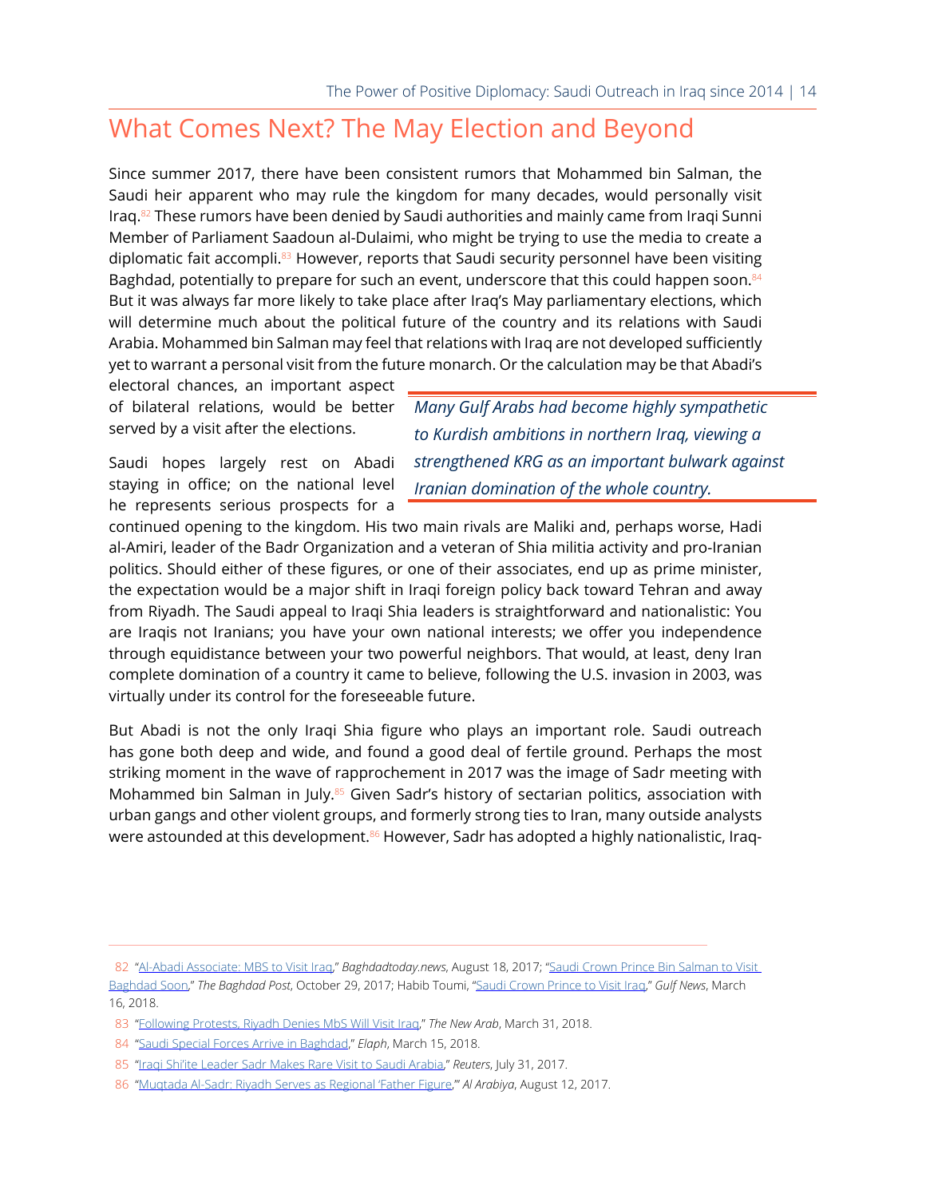# What Comes Next? The May Election and Beyond

Since summer 2017, there have been consistent rumors that Mohammed bin Salman, the Saudi heir apparent who may rule the kingdom for many decades, would personally visit Iraq.[82] These rumors have been denied by Saudi authorities and mainly came from Iraqi Sunni Member of Parliament Saadoun al-Dulaimi, who might be trying to use the media to create a diplomatic fait accompli.[83] However, reports that Saudi security personnel have been visiting Baghdad, potentially to prepare for such an event, underscore that this could happen soon.[84] But it was always far more likely to take place after Iraq's May parliamentary elections, which will determine much about the political future of the country and its relations with Saudi Arabia. Mohammed bin Salman may feel that relations with Iraq are not developed sufficiently yet to warrant a personal visit from the future monarch. Or the calculation may be that Abadi's electoral chances, an important aspect of bilateral relations, would be better served by a visit after the elections.

> *Many Gulf Arabs had become highly sympathetic to Kurdish ambitions in northern Iraq, viewing a strengthened KRG as an important bulwark against Iranian domination of the whole country.*

Saudi hopes largely rest on Abadi staying in office; on the national level he represents serious prospects for a continued opening to the kingdom. His two main rivals are Maliki and, perhaps worse, Hadi al-Amiri, leader of the Badr Organization and a veteran of Shia militia activity and pro-Iranian politics. Should either of these figures, or one of their associates, end up as prime minister, the expectation would be a major shift in Iraqi foreign policy back toward Tehran and away from Riyadh. The Saudi appeal to Iraqi Shia leaders is straightforward and nationalistic: You are Iraqis not Iranians; you have your own national interests; we offer you independence through equidistance between your two powerful neighbors. That would, at least, deny Iran complete domination of a country it came to believe, following the U.S. invasion in 2003, was virtually under its control for the foreseeable future.

But Abadi is not the only Iraqi Shia figure who plays an important role. Saudi outreach has gone both deep and wide, and found a good deal of fertile ground. Perhaps the most striking moment in the wave of rapprochement in 2017 was the image of Sadr meeting with Mohammed bin Salman in July.[85] Given Sadr's history of sectarian politics, association with urban gangs and other violent groups, and formerly strong ties to Iran, many outside analysts were astounded at this development.[86] However, Sadr has adopted a highly nationalistic, Iraq-

---

82 "Al-Abadi Associate: MBS to Visit Iraq," *Baghdadtoday.news*, August 18, 2017; "Saudi Crown Prince Bin Salman to Visit Baghdad Soon," *The Baghdad Post*, October 29, 2017; Habib Toumi, "Saudi Crown Prince to Visit Iraq," *Gulf News*, March 16, 2018.

83 "Following Protests, Riyadh Denies MbS Will Visit Iraq," *The New Arab*, March 31, 2018.

84 "Saudi Special Forces Arrive in Baghdad," *Elaph*, March 15, 2018.

85 "Iraqi Shi'ite Leader Sadr Makes Rare Visit to Saudi Arabia," *Reuters*, July 31, 2017.

86 "Muqtada Al-Sadr: Riyadh Serves as Regional 'Father Figure,'" *Al Arabiya*, August 12, 2017.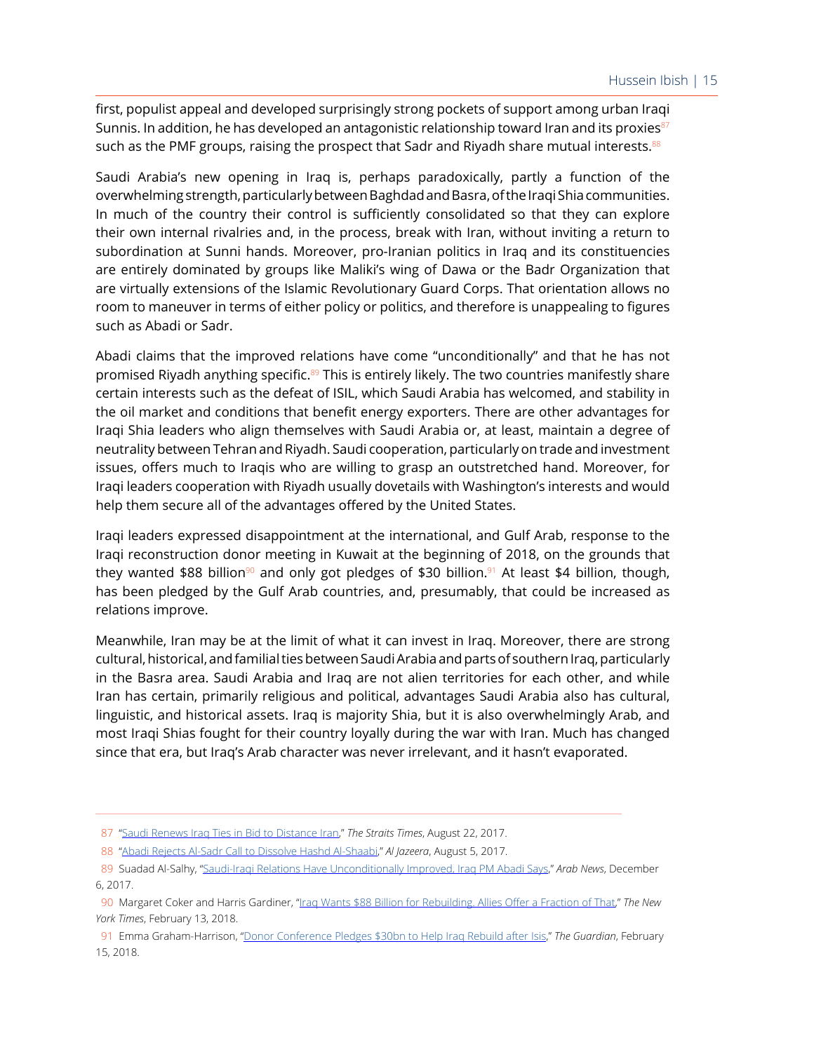first, populist appeal and developed surprisingly strong pockets of support among urban Iraqi Sunnis. In addition, he has developed an antagonistic relationship toward Iran and its proxies[87] such as the PMF groups, raising the prospect that Sadr and Riyadh share mutual interests.[88]

Saudi Arabia's new opening in Iraq is, perhaps paradoxically, partly a function of the overwhelming strength, particularly between Baghdad and Basra, of the Iraqi Shia communities. In much of the country their control is sufficiently consolidated so that they can explore their own internal rivalries and, in the process, break with Iran, without inviting a return to subordination at Sunni hands. Moreover, pro-Iranian politics in Iraq and its constituencies are entirely dominated by groups like Maliki's wing of Dawa or the Badr Organization that are virtually extensions of the Islamic Revolutionary Guard Corps. That orientation allows no room to maneuver in terms of either policy or politics, and therefore is unappealing to figures such as Abadi or Sadr.

Abadi claims that the improved relations have come "unconditionally" and that he has not promised Riyadh anything specific.[89] This is entirely likely. The two countries manifestly share certain interests such as the defeat of ISIL, which Saudi Arabia has welcomed, and stability in the oil market and conditions that benefit energy exporters. There are other advantages for Iraqi Shia leaders who align themselves with Saudi Arabia or, at least, maintain a degree of neutrality between Tehran and Riyadh. Saudi cooperation, particularly on trade and investment issues, offers much to Iraqis who are willing to grasp an outstretched hand. Moreover, for Iraqi leaders cooperation with Riyadh usually dovetails with Washington's interests and would help them secure all of the advantages offered by the United States.

Iraqi leaders expressed disappointment at the international, and Gulf Arab, response to the Iraqi reconstruction donor meeting in Kuwait at the beginning of 2018, on the grounds that they wanted $88 billion[90] and only got pledges of $30 billion.[91] At least $4 billion, though, has been pledged by the Gulf Arab countries, and, presumably, that could be increased as relations improve.

Meanwhile, Iran may be at the limit of what it can invest in Iraq. Moreover, there are strong cultural, historical, and familial ties between Saudi Arabia and parts of southern Iraq, particularly in the Basra area. Saudi Arabia and Iraq are not alien territories for each other, and while Iran has certain, primarily religious and political, advantages Saudi Arabia also has cultural, linguistic, and historical assets. Iraq is majority Shia, but it is also overwhelmingly Arab, and most Iraqi Shias fought for their country loyally during the war with Iran. Much has changed since that era, but Iraq's Arab character was never irrelevant, and it hasn't evaporated.

---

87 "Saudi Renews Iraq Ties in Bid to Distance Iran," *The Straits Times*, August 22, 2017.

88 "Abadi Rejects Al-Sadr Call to Dissolve Hashd Al-Shaabi," *Al Jazeera*, August 5, 2017.

89 Suadad Al-Salhy, "Saudi-Iraqi Relations Have Unconditionally Improved, Iraq PM Abadi Says," *Arab News*, December 6, 2017.

90 Margaret Coker and Harris Gardiner, "Iraq Wants $88 Billion for Rebuilding. Allies Offer a Fraction of That," *The New York Times*, February 13, 2018.

91 Emma Graham-Harrison, "Donor Conference Pledges $30bn to Help Iraq Rebuild after Isis," *The Guardian*, February 15, 2018.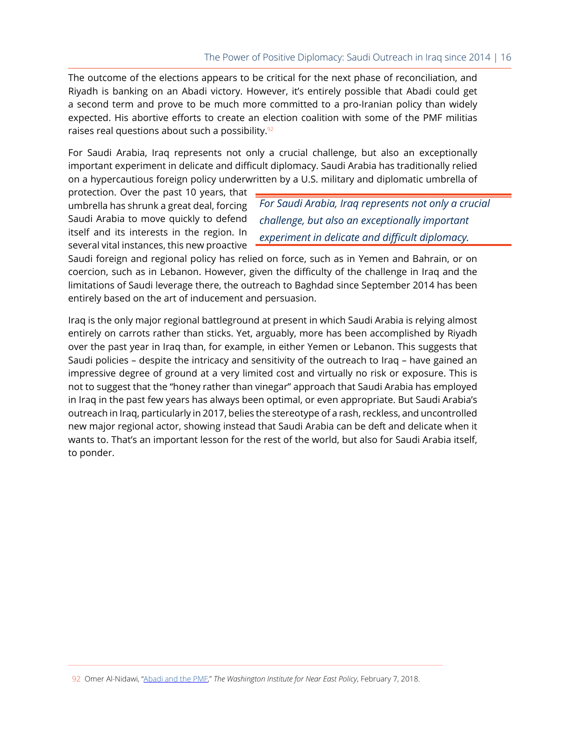The outcome of the elections appears to be critical for the next phase of reconciliation, and Riyadh is banking on an Abadi victory. However, it's entirely possible that Abadi could get a second term and prove to be much more committed to a pro-Iranian policy than widely expected. His abortive efforts to create an election coalition with some of the PMF militias raises real questions about such a possibility.[92]

For Saudi Arabia, Iraq represents not only a crucial challenge, but also an exceptionally important experiment in delicate and difficult diplomacy. Saudi Arabia has traditionally relied on a hypercautious foreign policy underwritten by a U.S. military and diplomatic umbrella of protection. Over the past 10 years, that umbrella has shrunk a great deal, forcing Saudi Arabia to move quickly to defend itself and its interests in the region. In several vital instances, this new proactive Saudi foreign and regional policy has relied on force, such as in Yemen and Bahrain, or on coercion, such as in Lebanon. However, given the difficulty of the challenge in Iraq and the limitations of Saudi leverage there, the outreach to Baghdad since September 2014 has been entirely based on the art of inducement and persuasion.

> *For Saudi Arabia, Iraq represents not only a crucial challenge, but also an exceptionally important experiment in delicate and difficult diplomacy.*

Iraq is the only major regional battleground at present in which Saudi Arabia is relying almost entirely on carrots rather than sticks. Yet, arguably, more has been accomplished by Riyadh over the past year in Iraq than, for example, in either Yemen or Lebanon. This suggests that Saudi policies – despite the intricacy and sensitivity of the outreach to Iraq – have gained an impressive degree of ground at a very limited cost and virtually no risk or exposure. This is not to suggest that the "honey rather than vinegar" approach that Saudi Arabia has employed in Iraq in the past few years has always been optimal, or even appropriate. But Saudi Arabia's outreach in Iraq, particularly in 2017, belies the stereotype of a rash, reckless, and uncontrolled new major regional actor, showing instead that Saudi Arabia can be deft and delicate when it wants to. That's an important lesson for the rest of the world, but also for Saudi Arabia itself, to ponder.

---

92 Omer Al-Nidawi, "Abadi and the PMF," *The Washington Institute for Near East Policy*, February 7, 2018.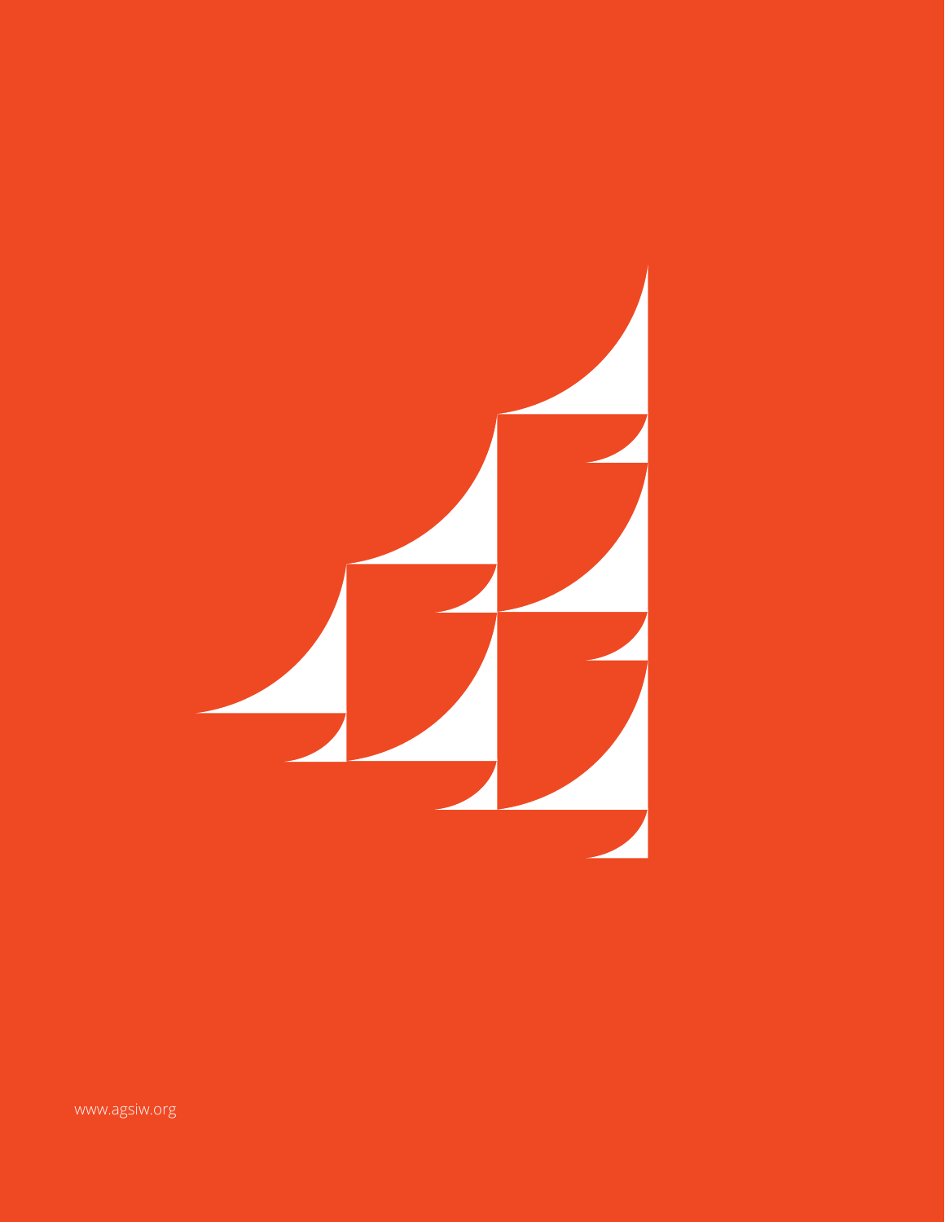www.agsiw.org